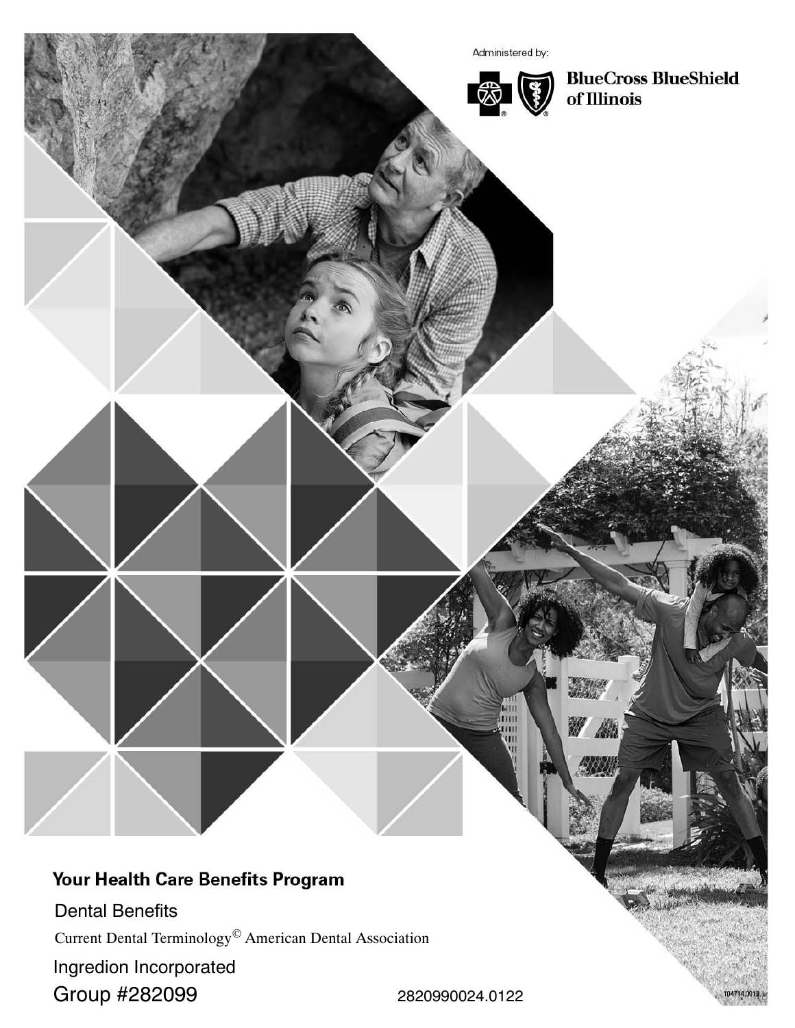Administered by:

**BlueCross BlueShield of Illinois**

# Your Health Care Benefits Program

Dental Benefits

Current Dental Terminology© American Dental Association

Ingredion Incorporated

Group #282099

2820990024.0122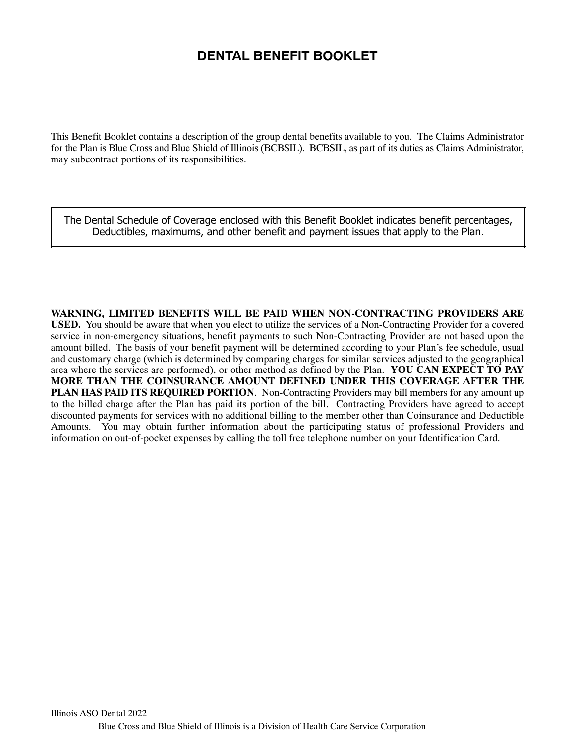# DENTAL BENEFIT BOOKLET

This Benefit Booklet contains a description of the group dental benefits available to you. The Claims Administrator for the Plan is Blue Cross and Blue Shield of Illinois (BCBSIL). BCBSIL, as part of its duties as Claims Administrator, may subcontract portions of its responsibilities.

> The Dental Schedule of Coverage enclosed with this Benefit Booklet indicates benefit percentages, Deductibles, maximums, and other benefit and payment issues that apply to the Plan.

**WARNING, LIMITED BENEFITS WILL BE PAID WHEN NON-CONTRACTING PROVIDERS ARE USED.** You should be aware that when you elect to utilize the services of a Non-Contracting Provider for a covered service in non-emergency situations, benefit payments to such Non-Contracting Provider are not based upon the amount billed. The basis of your benefit payment will be determined according to your Plan's fee schedule, usual and customary charge (which is determined by comparing charges for similar services adjusted to the geographical area where the services are performed), or other method as defined by the Plan. **YOU CAN EXPECT TO PAY MORE THAN THE COINSURANCE AMOUNT DEFINED UNDER THIS COVERAGE AFTER THE PLAN HAS PAID ITS REQUIRED PORTION**. Non-Contracting Providers may bill members for any amount up to the billed charge after the Plan has paid its portion of the bill. Contracting Providers have agreed to accept discounted payments for services with no additional billing to the member other than Coinsurance and Deductible Amounts. You may obtain further information about the participating status of professional Providers and information on out-of-pocket expenses by calling the toll free telephone number on your Identification Card.

Illinois ASO Dental 2022

Blue Cross and Blue Shield of Illinois is a Division of Health Care Service Corporation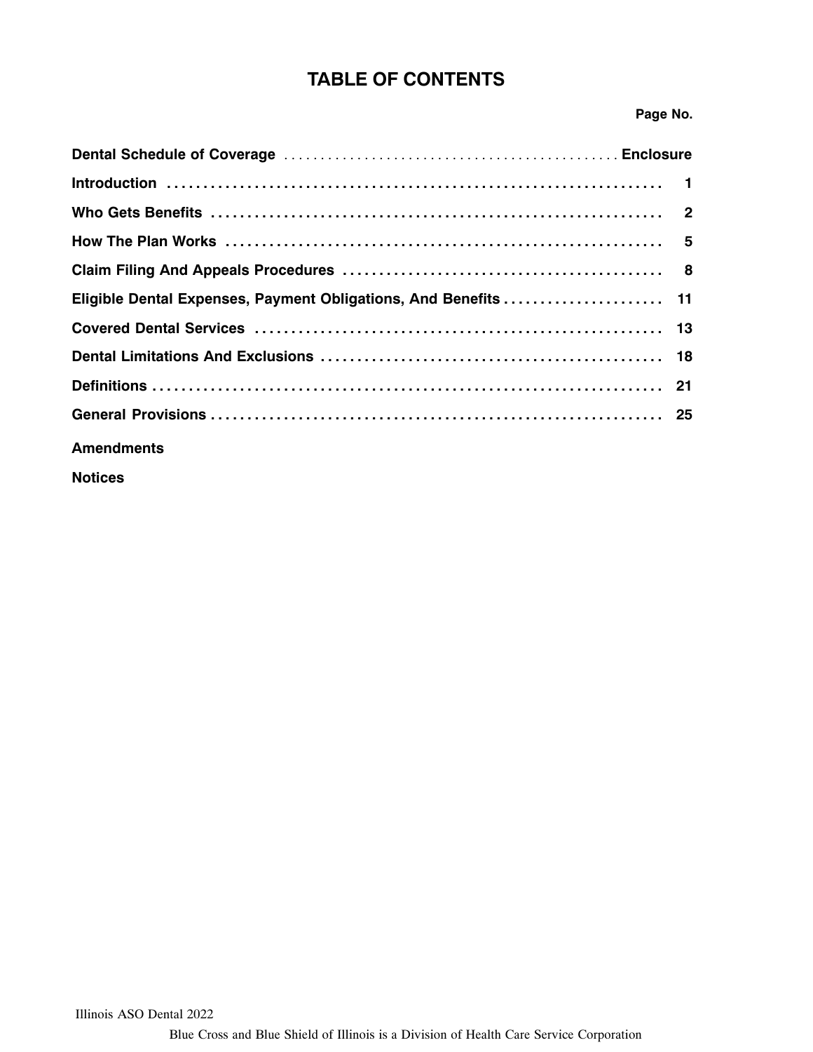# TABLE OF CONTENTS

| | Page No. |
|---|---|
| **Dental Schedule of Coverage** | **Enclosure** |
| **Introduction** | **1** |
| **Who Gets Benefits** | **2** |
| **How The Plan Works** | **5** |
| **Claim Filing And Appeals Procedures** | **8** |
| **Eligible Dental Expenses, Payment Obligations, And Benefits** | **11** |
| **Covered Dental Services** | **13** |
| **Dental Limitations And Exclusions** | **18** |
| **Definitions** | **21** |
| **General Provisions** | **25** |
| **Amendments** | |
| **Notices** | |

Illinois ASO Dental 2022

Blue Cross and Blue Shield of Illinois is a Division of Health Care Service Corporation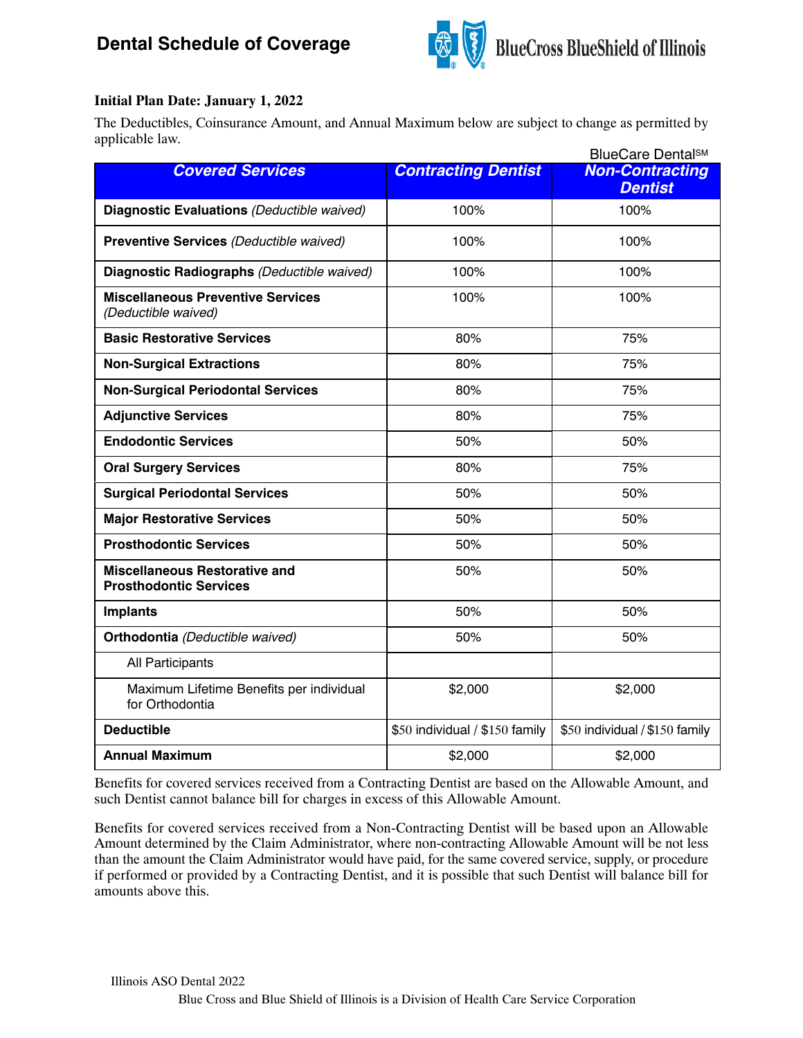# Dental Schedule of Coverage

BlueCross BlueShield of Illinois

**Initial Plan Date: January 1, 2022**

The Deductibles, Coinsurance Amount, and Annual Maximum below are subject to change as permitted by applicable law.

BlueCare Dental℠

| *Covered Services* | *Contracting Dentist* | *Non-Contracting Dentist* |
|---|---|---|
| **Diagnostic Evaluations** *(Deductible waived)* | 100% | 100% |
| **Preventive Services** *(Deductible waived)* | 100% | 100% |
| **Diagnostic Radiographs** *(Deductible waived)* | 100% | 100% |
| **Miscellaneous Preventive Services** *(Deductible waived)* | 100% | 100% |
| **Basic Restorative Services** | 80% | 75% |
| **Non-Surgical Extractions** | 80% | 75% |
| **Non-Surgical Periodontal Services** | 80% | 75% |
| **Adjunctive Services** | 80% | 75% |
| **Endodontic Services** | 50% | 50% |
| **Oral Surgery Services** | 80% | 75% |
| **Surgical Periodontal Services** | 50% | 50% |
| **Major Restorative Services** | 50% | 50% |
| **Prosthodontic Services** | 50% | 50% |
| **Miscellaneous Restorative and Prosthodontic Services** | 50% | 50% |
| **Implants** | 50% | 50% |
| **Orthodontia** *(Deductible waived)* | 50% | 50% |
| All Participants | | |
| Maximum Lifetime Benefits per individual for Orthodontia | $2,000 | $2,000 |
| **Deductible** | $50 individual / $150 family | $50 individual / $150 family |
| **Annual Maximum** | $2,000 | $2,000 |

Benefits for covered services received from a Contracting Dentist are based on the Allowable Amount, and such Dentist cannot balance bill for charges in excess of this Allowable Amount.

Benefits for covered services received from a Non-Contracting Dentist will be based upon an Allowable Amount determined by the Claim Administrator, where non-contracting Allowable Amount will be not less than the amount the Claim Administrator would have paid, for the same covered service, supply, or procedure if performed or provided by a Contracting Dentist, and it is possible that such Dentist will balance bill for amounts above this.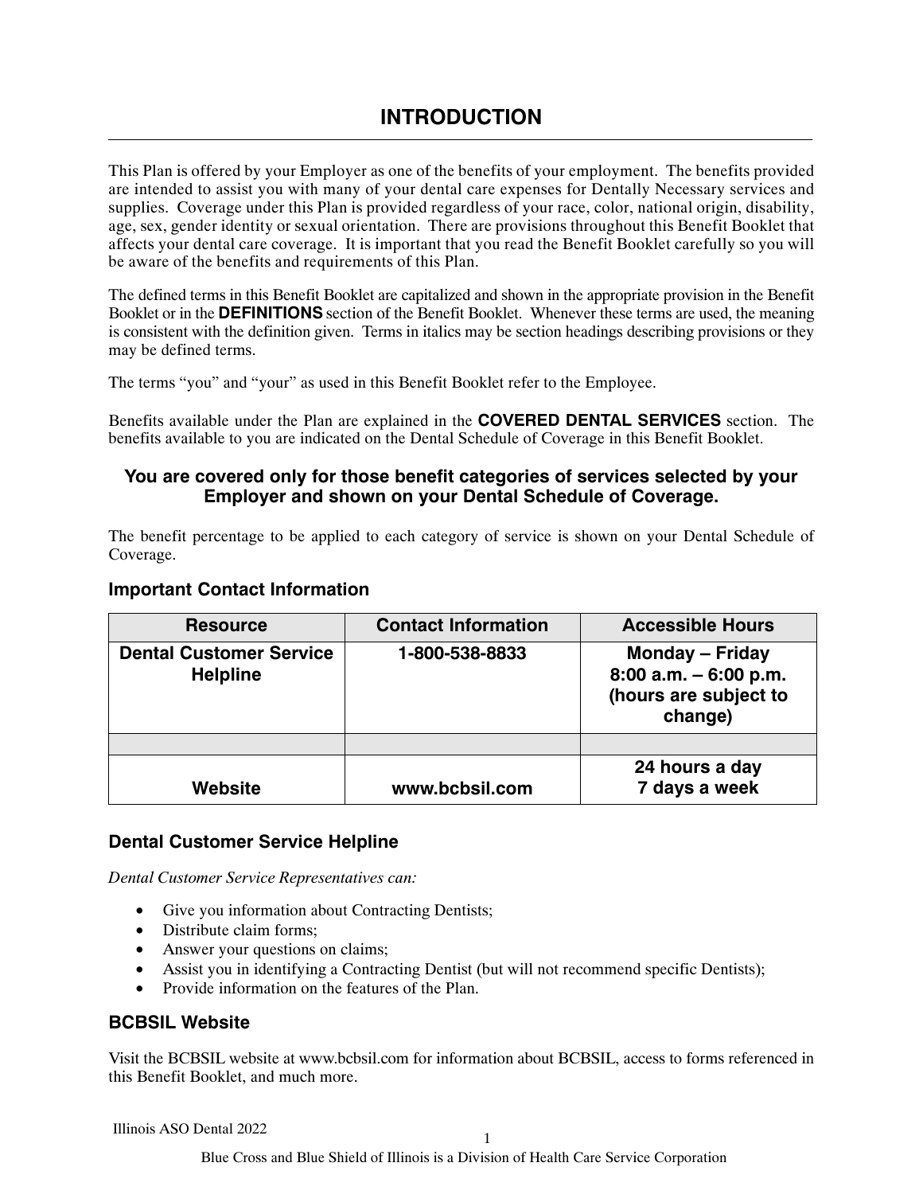# INTRODUCTION

This Plan is offered by your Employer as one of the benefits of your employment. The benefits provided are intended to assist you with many of your dental care expenses for Dentally Necessary services and supplies. Coverage under this Plan is provided regardless of your race, color, national origin, disability, age, sex, gender identity or sexual orientation. There are provisions throughout this Benefit Booklet that affects your dental care coverage. It is important that you read the Benefit Booklet carefully so you will be aware of the benefits and requirements of this Plan.

The defined terms in this Benefit Booklet are capitalized and shown in the appropriate provision in the Benefit Booklet or in the **DEFINITIONS** section of the Benefit Booklet. Whenever these terms are used, the meaning is consistent with the definition given. Terms in italics may be section headings describing provisions or they may be defined terms.

The terms "you" and "your" as used in this Benefit Booklet refer to the Employee.

Benefits available under the Plan are explained in the **COVERED DENTAL SERVICES** section. The benefits available to you are indicated on the Dental Schedule of Coverage in this Benefit Booklet.

**You are covered only for those benefit categories of services selected by your Employer and shown on your Dental Schedule of Coverage.**

The benefit percentage to be applied to each category of service is shown on your Dental Schedule of Coverage.

### Important Contact Information

| Resource | Contact Information | Accessible Hours |
|---|---|---|
| **Dental Customer Service Helpline** | **1-800-538-8833** | **Monday – Friday 8:00 a.m. – 6:00 p.m. (hours are subject to change)** |
| | | |
| **Website** | **www.bcbsil.com** | **24 hours a day 7 days a week** |

### Dental Customer Service Helpline

*Dental Customer Service Representatives can:*

- Give you information about Contracting Dentists;
- Distribute claim forms;
- Answer your questions on claims;
- Assist you in identifying a Contracting Dentist (but will not recommend specific Dentists);
- Provide information on the features of the Plan.

### BCBSIL Website

Visit the BCBSIL website at www.bcbsil.com for information about BCBSIL, access to forms referenced in this Benefit Booklet, and much more.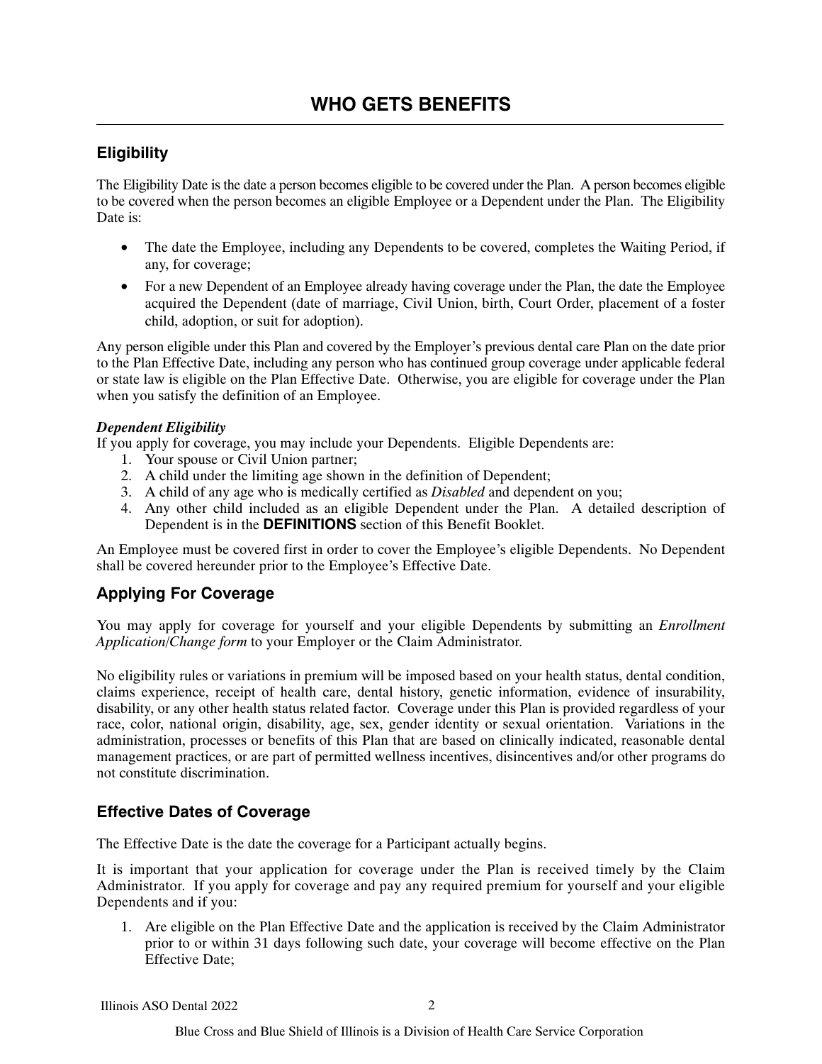# WHO GETS BENEFITS

## Eligibility

The Eligibility Date is the date a person becomes eligible to be covered under the Plan. A person becomes eligible to be covered when the person becomes an eligible Employee or a Dependent under the Plan. The Eligibility Date is:

- The date the Employee, including any Dependents to be covered, completes the Waiting Period, if any, for coverage;
- For a new Dependent of an Employee already having coverage under the Plan, the date the Employee acquired the Dependent (date of marriage, Civil Union, birth, Court Order, placement of a foster child, adoption, or suit for adoption).

Any person eligible under this Plan and covered by the Employer's previous dental care Plan on the date prior to the Plan Effective Date, including any person who has continued group coverage under applicable federal or state law is eligible on the Plan Effective Date. Otherwise, you are eligible for coverage under the Plan when you satisfy the definition of an Employee.

***Dependent Eligibility***

If you apply for coverage, you may include your Dependents. Eligible Dependents are:

1. Your spouse or Civil Union partner;
2. A child under the limiting age shown in the definition of Dependent;
3. A child of any age who is medically certified as *Disabled* and dependent on you;
4. Any other child included as an eligible Dependent under the Plan. A detailed description of Dependent is in the **DEFINITIONS** section of this Benefit Booklet.

An Employee must be covered first in order to cover the Employee's eligible Dependents. No Dependent shall be covered hereunder prior to the Employee's Effective Date.

## Applying For Coverage

You may apply for coverage for yourself and your eligible Dependents by submitting an *Enrollment Application/Change form* to your Employer or the Claim Administrator.

No eligibility rules or variations in premium will be imposed based on your health status, dental condition, claims experience, receipt of health care, dental history, genetic information, evidence of insurability, disability, or any other health status related factor. Coverage under this Plan is provided regardless of your race, color, national origin, disability, age, sex, gender identity or sexual orientation. Variations in the administration, processes or benefits of this Plan that are based on clinically indicated, reasonable dental management practices, or are part of permitted wellness incentives, disincentives and/or other programs do not constitute discrimination.

## Effective Dates of Coverage

The Effective Date is the date the coverage for a Participant actually begins.

It is important that your application for coverage under the Plan is received timely by the Claim Administrator. If you apply for coverage and pay any required premium for yourself and your eligible Dependents and if you:

1. Are eligible on the Plan Effective Date and the application is received by the Claim Administrator prior to or within 31 days following such date, your coverage will become effective on the Plan Effective Date;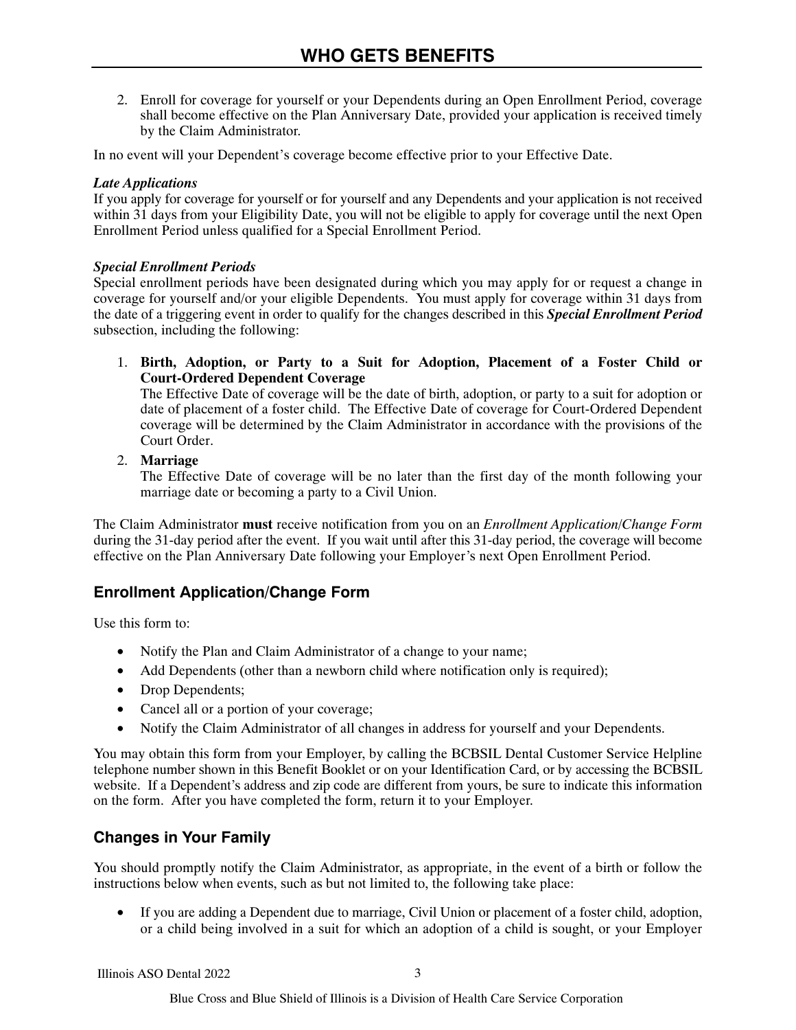# WHO GETS BENEFITS

2. Enroll for coverage for yourself or your Dependents during an Open Enrollment Period, coverage shall become effective on the Plan Anniversary Date, provided your application is received timely by the Claim Administrator.

In no event will your Dependent's coverage become effective prior to your Effective Date.

***Late Applications***

If you apply for coverage for yourself or for yourself and any Dependents and your application is not received within 31 days from your Eligibility Date, you will not be eligible to apply for coverage until the next Open Enrollment Period unless qualified for a Special Enrollment Period.

***Special Enrollment Periods***

Special enrollment periods have been designated during which you may apply for or request a change in coverage for yourself and/or your eligible Dependents. You must apply for coverage within 31 days from the date of a triggering event in order to qualify for the changes described in this ***Special Enrollment Period*** subsection, including the following:

1. **Birth, Adoption, or Party to a Suit for Adoption, Placement of a Foster Child or Court-Ordered Dependent Coverage**
   The Effective Date of coverage will be the date of birth, adoption, or party to a suit for adoption or date of placement of a foster child. The Effective Date of coverage for Court-Ordered Dependent coverage will be determined by the Claim Administrator in accordance with the provisions of the Court Order.
2. **Marriage**
   The Effective Date of coverage will be no later than the first day of the month following your marriage date or becoming a party to a Civil Union.

The Claim Administrator **must** receive notification from you on an *Enrollment Application/Change Form* during the 31-day period after the event. If you wait until after this 31-day period, the coverage will become effective on the Plan Anniversary Date following your Employer's next Open Enrollment Period.

## Enrollment Application/Change Form

Use this form to:

- Notify the Plan and Claim Administrator of a change to your name;
- Add Dependents (other than a newborn child where notification only is required);
- Drop Dependents;
- Cancel all or a portion of your coverage;
- Notify the Claim Administrator of all changes in address for yourself and your Dependents.

You may obtain this form from your Employer, by calling the BCBSIL Dental Customer Service Helpline telephone number shown in this Benefit Booklet or on your Identification Card, or by accessing the BCBSIL website. If a Dependent's address and zip code are different from yours, be sure to indicate this information on the form. After you have completed the form, return it to your Employer.

## Changes in Your Family

You should promptly notify the Claim Administrator, as appropriate, in the event of a birth or follow the instructions below when events, such as but not limited to, the following take place:

- If you are adding a Dependent due to marriage, Civil Union or placement of a foster child, adoption, or a child being involved in a suit for which an adoption of a child is sought, or your Employer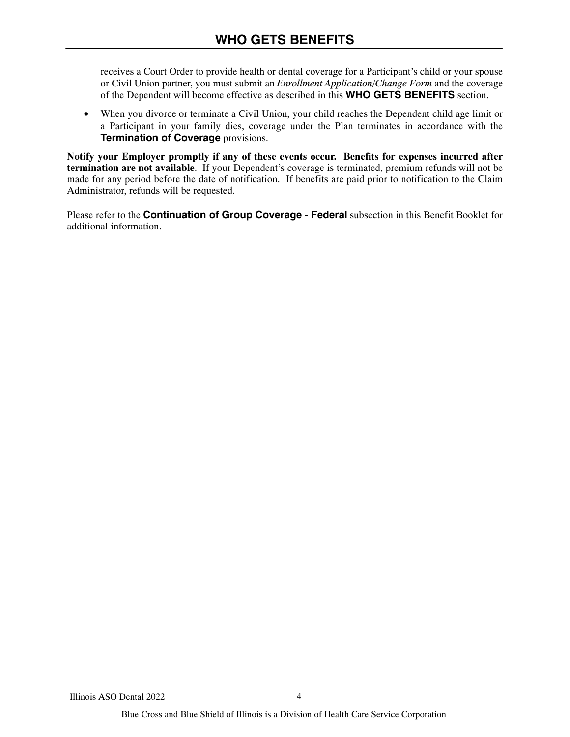receives a Court Order to provide health or dental coverage for a Participant's child or your spouse or Civil Union partner, you must submit an *Enrollment Application/Change Form* and the coverage of the Dependent will become effective as described in this **WHO GETS BENEFITS** section.

- When you divorce or terminate a Civil Union, your child reaches the Dependent child age limit or a Participant in your family dies, coverage under the Plan terminates in accordance with the **Termination of Coverage** provisions.

**Notify your Employer promptly if any of these events occur. Benefits for expenses incurred after termination are not available**. If your Dependent's coverage is terminated, premium refunds will not be made for any period before the date of notification. If benefits are paid prior to notification to the Claim Administrator, refunds will be requested.

Please refer to the **Continuation of Group Coverage - Federal** subsection in this Benefit Booklet for additional information.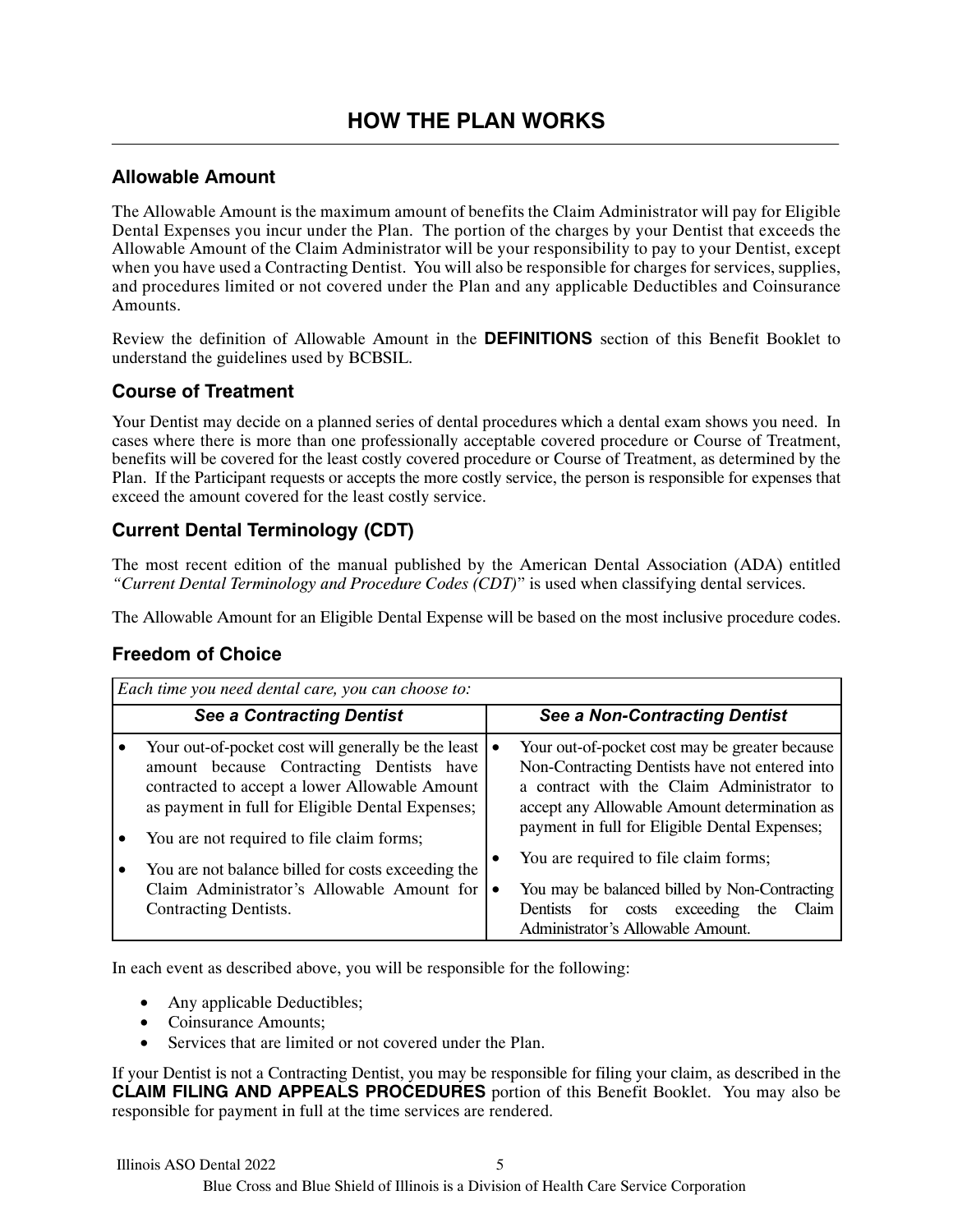# HOW THE PLAN WORKS

## Allowable Amount

The Allowable Amount is the maximum amount of benefits the Claim Administrator will pay for Eligible Dental Expenses you incur under the Plan. The portion of the charges by your Dentist that exceeds the Allowable Amount of the Claim Administrator will be your responsibility to pay to your Dentist, except when you have used a Contracting Dentist. You will also be responsible for charges for services, supplies, and procedures limited or not covered under the Plan and any applicable Deductibles and Coinsurance Amounts.

Review the definition of Allowable Amount in the **DEFINITIONS** section of this Benefit Booklet to understand the guidelines used by BCBSIL.

## Course of Treatment

Your Dentist may decide on a planned series of dental procedures which a dental exam shows you need. In cases where there is more than one professionally acceptable covered procedure or Course of Treatment, benefits will be covered for the least costly covered procedure or Course of Treatment, as determined by the Plan. If the Participant requests or accepts the more costly service, the person is responsible for expenses that exceed the amount covered for the least costly service.

## Current Dental Terminology (CDT)

The most recent edition of the manual published by the American Dental Association (ADA) entitled *"Current Dental Terminology and Procedure Codes (CDT)"* is used when classifying dental services.

The Allowable Amount for an Eligible Dental Expense will be based on the most inclusive procedure codes.

## Freedom of Choice

| *Each time you need dental care, you can choose to:* | |
|---|---|
| ***See a Contracting Dentist*** | ***See a Non-Contracting Dentist*** |
| • Your out-of-pocket cost will generally be the least amount because Contracting Dentists have contracted to accept a lower Allowable Amount as payment in full for Eligible Dental Expenses;<br>• You are not required to file claim forms;<br>• You are not balance billed for costs exceeding the Claim Administrator's Allowable Amount for Contracting Dentists. | • Your out-of-pocket cost may be greater because Non-Contracting Dentists have not entered into a contract with the Claim Administrator to accept any Allowable Amount determination as payment in full for Eligible Dental Expenses;<br>• You are required to file claim forms;<br>• You may be balanced billed by Non-Contracting Dentists for costs exceeding the Claim Administrator's Allowable Amount. |

In each event as described above, you will be responsible for the following:

- Any applicable Deductibles;
- Coinsurance Amounts;
- Services that are limited or not covered under the Plan.

If your Dentist is not a Contracting Dentist, you may be responsible for filing your claim, as described in the **CLAIM FILING AND APPEALS PROCEDURES** portion of this Benefit Booklet. You may also be responsible for payment in full at the time services are rendered.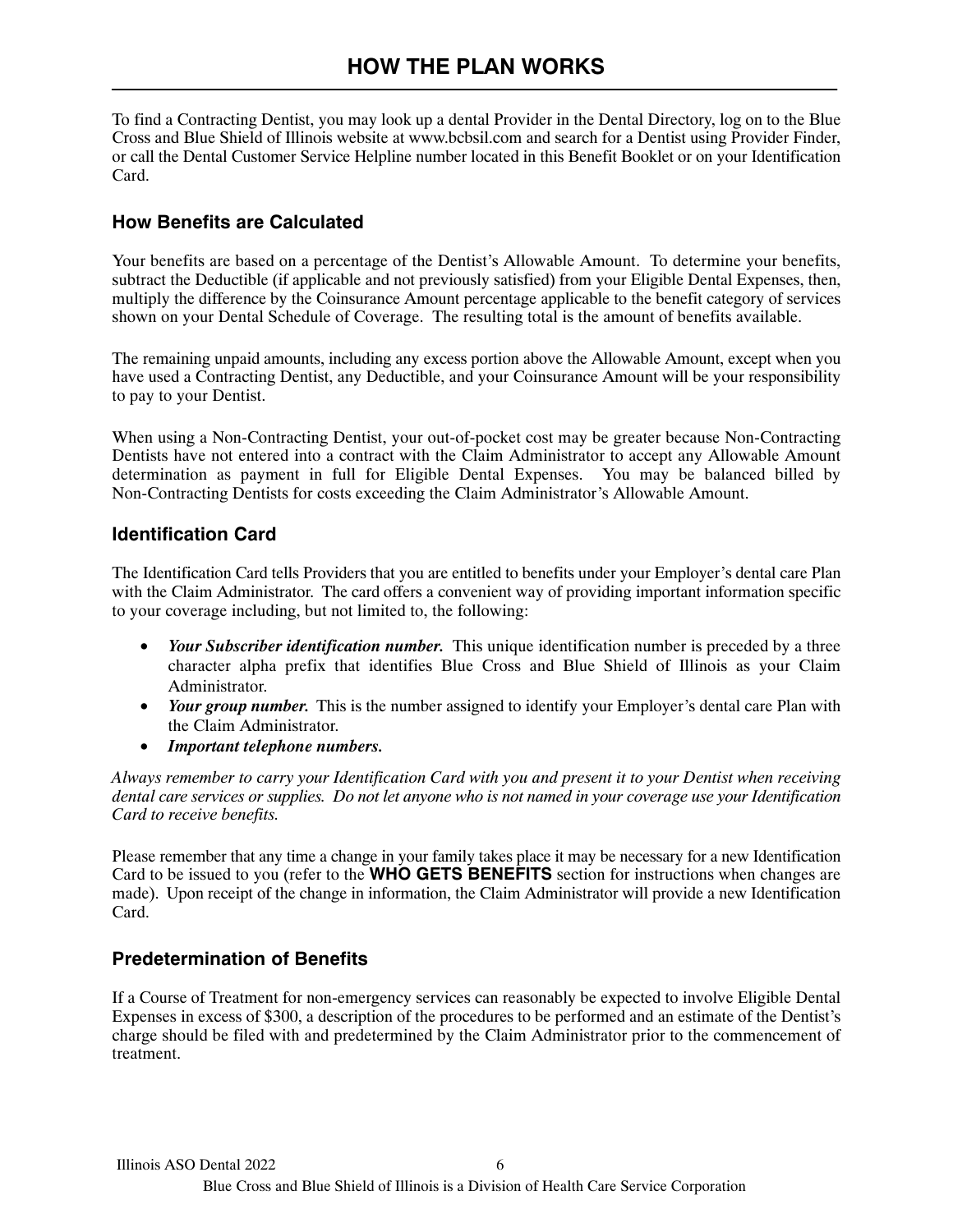# HOW THE PLAN WORKS

To find a Contracting Dentist, you may look up a dental Provider in the Dental Directory, log on to the Blue Cross and Blue Shield of Illinois website at www.bcbsil.com and search for a Dentist using Provider Finder, or call the Dental Customer Service Helpline number located in this Benefit Booklet or on your Identification Card.

## How Benefits are Calculated

Your benefits are based on a percentage of the Dentist's Allowable Amount. To determine your benefits, subtract the Deductible (if applicable and not previously satisfied) from your Eligible Dental Expenses, then, multiply the difference by the Coinsurance Amount percentage applicable to the benefit category of services shown on your Dental Schedule of Coverage. The resulting total is the amount of benefits available.

The remaining unpaid amounts, including any excess portion above the Allowable Amount, except when you have used a Contracting Dentist, any Deductible, and your Coinsurance Amount will be your responsibility to pay to your Dentist.

When using a Non-Contracting Dentist, your out-of-pocket cost may be greater because Non-Contracting Dentists have not entered into a contract with the Claim Administrator to accept any Allowable Amount determination as payment in full for Eligible Dental Expenses. You may be balanced billed by Non-Contracting Dentists for costs exceeding the Claim Administrator's Allowable Amount.

## Identification Card

The Identification Card tells Providers that you are entitled to benefits under your Employer's dental care Plan with the Claim Administrator. The card offers a convenient way of providing important information specific to your coverage including, but not limited to, the following:

- ***Your Subscriber identification number.*** This unique identification number is preceded by a three character alpha prefix that identifies Blue Cross and Blue Shield of Illinois as your Claim Administrator.
- ***Your group number.*** This is the number assigned to identify your Employer's dental care Plan with the Claim Administrator.
- ***Important telephone numbers.***

*Always remember to carry your Identification Card with you and present it to your Dentist when receiving dental care services or supplies. Do not let anyone who is not named in your coverage use your Identification Card to receive benefits.*

Please remember that any time a change in your family takes place it may be necessary for a new Identification Card to be issued to you (refer to the **WHO GETS BENEFITS** section for instructions when changes are made). Upon receipt of the change in information, the Claim Administrator will provide a new Identification Card.

## Predetermination of Benefits

If a Course of Treatment for non-emergency services can reasonably be expected to involve Eligible Dental Expenses in excess of $300, a description of the procedures to be performed and an estimate of the Dentist's charge should be filed with and predetermined by the Claim Administrator prior to the commencement of treatment.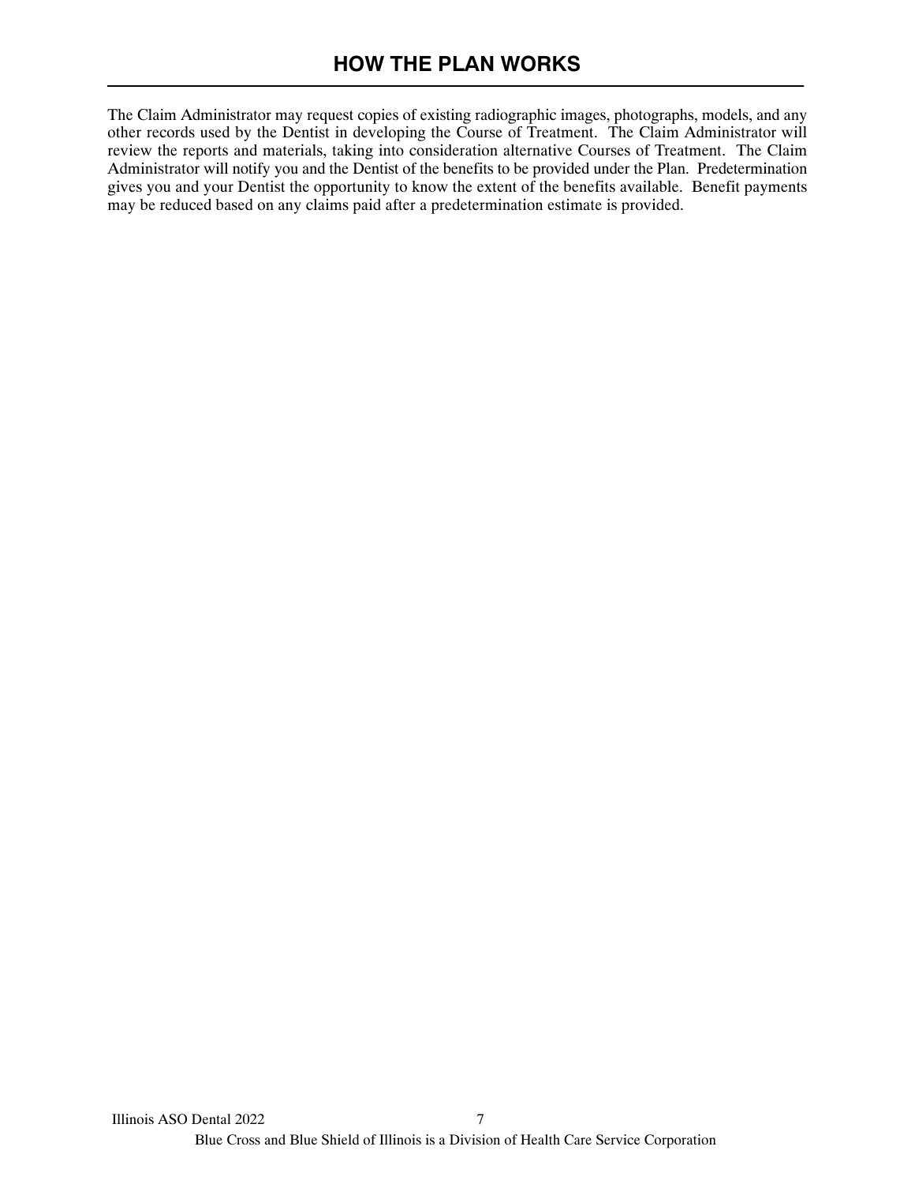## HOW THE PLAN WORKS

The Claim Administrator may request copies of existing radiographic images, photographs, models, and any other records used by the Dentist in developing the Course of Treatment. The Claim Administrator will review the reports and materials, taking into consideration alternative Courses of Treatment. The Claim Administrator will notify you and the Dentist of the benefits to be provided under the Plan. Predetermination gives you and your Dentist the opportunity to know the extent of the benefits available. Benefit payments may be reduced based on any claims paid after a predetermination estimate is provided.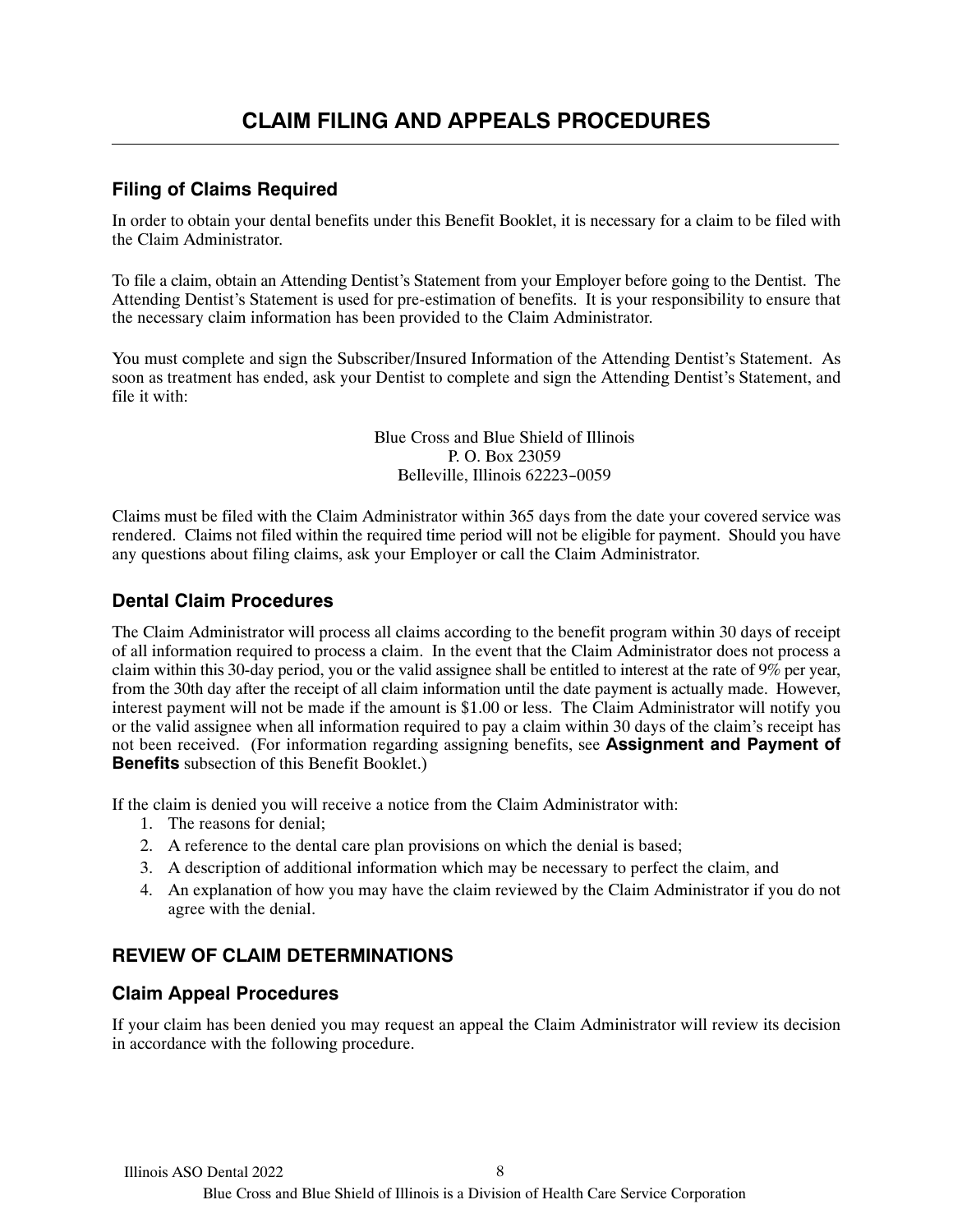# CLAIM FILING AND APPEALS PROCEDURES

## Filing of Claims Required

In order to obtain your dental benefits under this Benefit Booklet, it is necessary for a claim to be filed with the Claim Administrator.

To file a claim, obtain an Attending Dentist's Statement from your Employer before going to the Dentist. The Attending Dentist's Statement is used for pre-estimation of benefits. It is your responsibility to ensure that the necessary claim information has been provided to the Claim Administrator.

You must complete and sign the Subscriber/Insured Information of the Attending Dentist's Statement. As soon as treatment has ended, ask your Dentist to complete and sign the Attending Dentist's Statement, and file it with:

Blue Cross and Blue Shield of Illinois
P. O. Box 23059
Belleville, Illinois 62223-0059

Claims must be filed with the Claim Administrator within 365 days from the date your covered service was rendered. Claims not filed within the required time period will not be eligible for payment. Should you have any questions about filing claims, ask your Employer or call the Claim Administrator.

## Dental Claim Procedures

The Claim Administrator will process all claims according to the benefit program within 30 days of receipt of all information required to process a claim. In the event that the Claim Administrator does not process a claim within this 30-day period, you or the valid assignee shall be entitled to interest at the rate of 9% per year, from the 30th day after the receipt of all claim information until the date payment is actually made. However, interest payment will not be made if the amount is $1.00 or less. The Claim Administrator will notify you or the valid assignee when all information required to pay a claim within 30 days of the claim's receipt has not been received. (For information regarding assigning benefits, see **Assignment and Payment of Benefits** subsection of this Benefit Booklet.)

If the claim is denied you will receive a notice from the Claim Administrator with:

1. The reasons for denial;
2. A reference to the dental care plan provisions on which the denial is based;
3. A description of additional information which may be necessary to perfect the claim, and
4. An explanation of how you may have the claim reviewed by the Claim Administrator if you do not agree with the denial.

## REVIEW OF CLAIM DETERMINATIONS

## Claim Appeal Procedures

If your claim has been denied you may request an appeal the Claim Administrator will review its decision in accordance with the following procedure.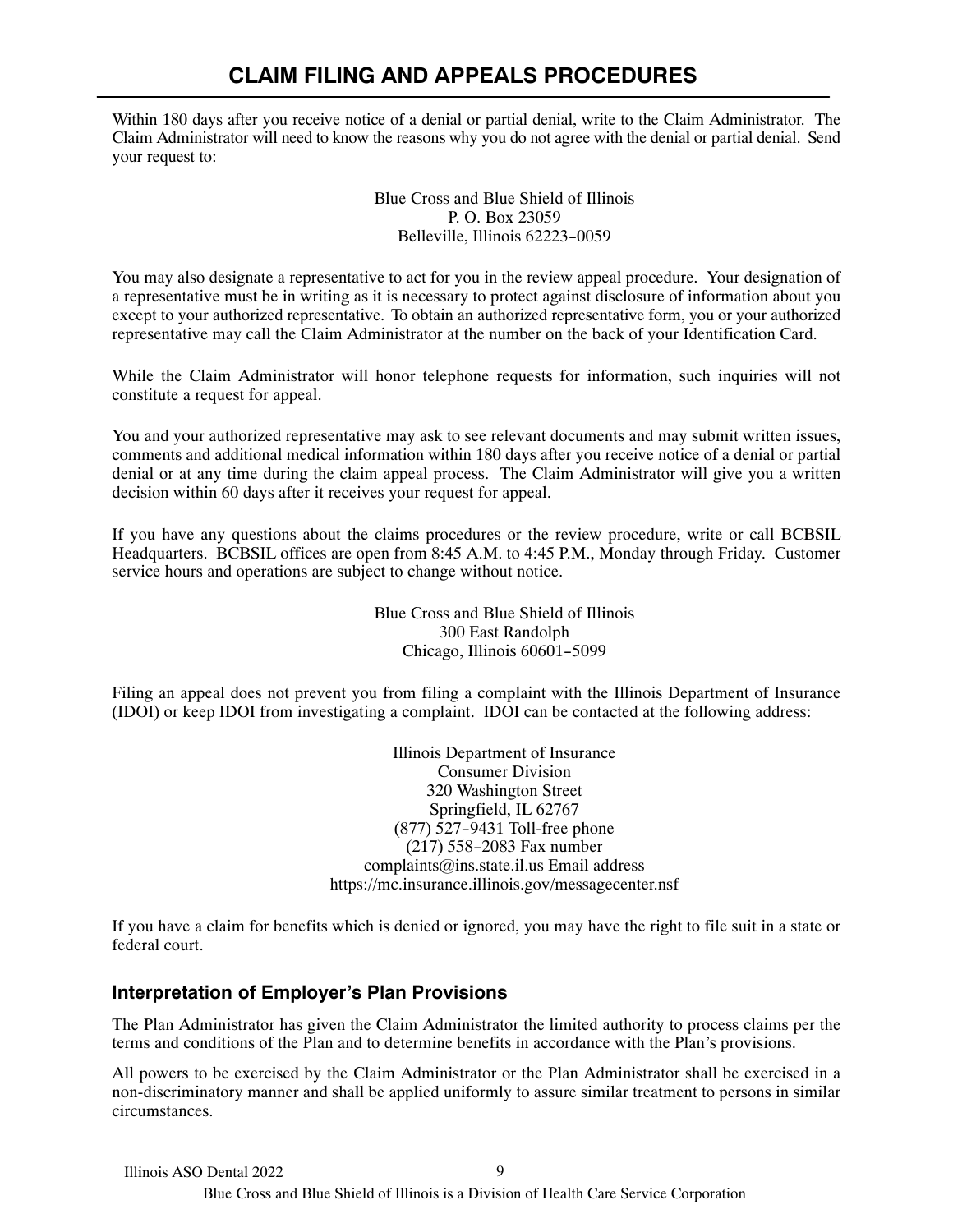# CLAIM FILING AND APPEALS PROCEDURES

Within 180 days after you receive notice of a denial or partial denial, write to the Claim Administrator. The Claim Administrator will need to know the reasons why you do not agree with the denial or partial denial. Send your request to:

Blue Cross and Blue Shield of Illinois
P. O. Box 23059
Belleville, Illinois 62223-0059

You may also designate a representative to act for you in the review appeal procedure. Your designation of a representative must be in writing as it is necessary to protect against disclosure of information about you except to your authorized representative. To obtain an authorized representative form, you or your authorized representative may call the Claim Administrator at the number on the back of your Identification Card.

While the Claim Administrator will honor telephone requests for information, such inquiries will not constitute a request for appeal.

You and your authorized representative may ask to see relevant documents and may submit written issues, comments and additional medical information within 180 days after you receive notice of a denial or partial denial or at any time during the claim appeal process. The Claim Administrator will give you a written decision within 60 days after it receives your request for appeal.

If you have any questions about the claims procedures or the review procedure, write or call BCBSIL Headquarters. BCBSIL offices are open from 8:45 A.M. to 4:45 P.M., Monday through Friday. Customer service hours and operations are subject to change without notice.

Blue Cross and Blue Shield of Illinois
300 East Randolph
Chicago, Illinois 60601-5099

Filing an appeal does not prevent you from filing a complaint with the Illinois Department of Insurance (IDOI) or keep IDOI from investigating a complaint. IDOI can be contacted at the following address:

Illinois Department of Insurance
Consumer Division
320 Washington Street
Springfield, IL 62767
(877) 527-9431 Toll-free phone
(217) 558-2083 Fax number
complaints@ins.state.il.us Email address
https://mc.insurance.illinois.gov/messagecenter.nsf

If you have a claim for benefits which is denied or ignored, you may have the right to file suit in a state or federal court.

## Interpretation of Employer's Plan Provisions

The Plan Administrator has given the Claim Administrator the limited authority to process claims per the terms and conditions of the Plan and to determine benefits in accordance with the Plan's provisions.

All powers to be exercised by the Claim Administrator or the Plan Administrator shall be exercised in a non-discriminatory manner and shall be applied uniformly to assure similar treatment to persons in similar circumstances.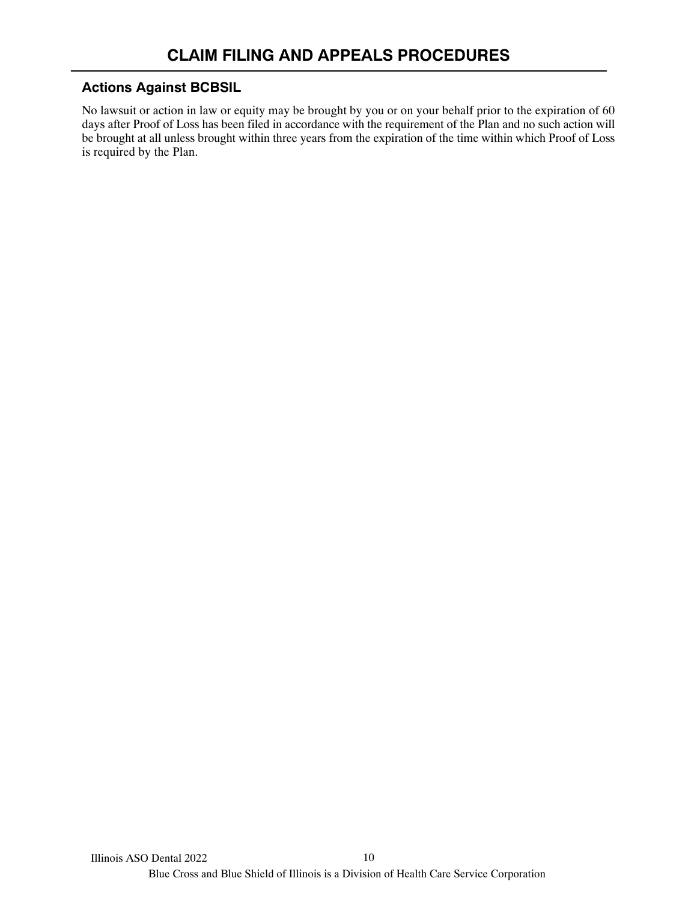# CLAIM FILING AND APPEALS PROCEDURES

## Actions Against BCBSIL

No lawsuit or action in law or equity may be brought by you or on your behalf prior to the expiration of 60 days after Proof of Loss has been filed in accordance with the requirement of the Plan and no such action will be brought at all unless brought within three years from the expiration of the time within which Proof of Loss is required by the Plan.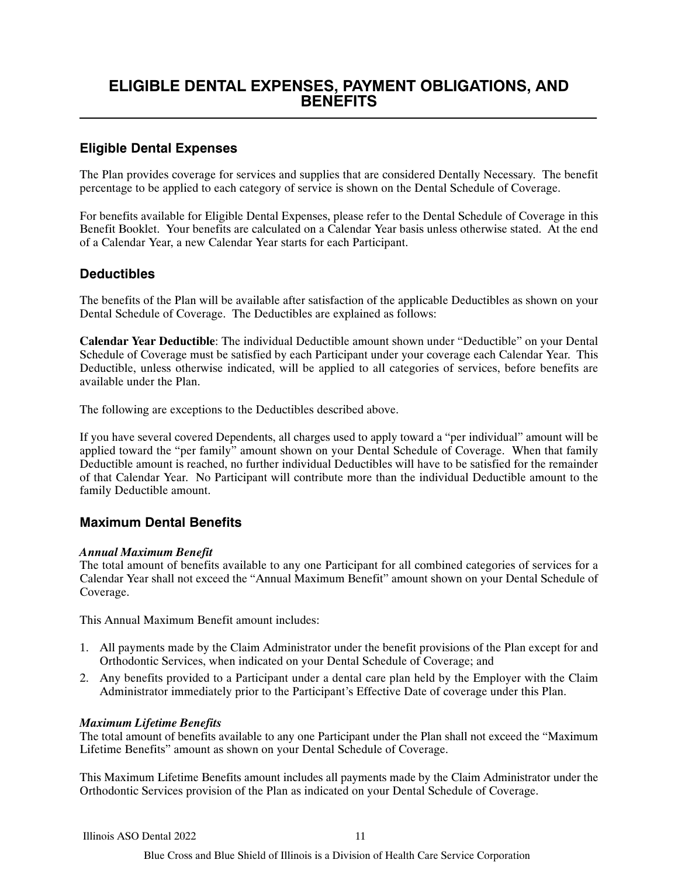# ELIGIBLE DENTAL EXPENSES, PAYMENT OBLIGATIONS, AND BENEFITS

## Eligible Dental Expenses

The Plan provides coverage for services and supplies that are considered Dentally Necessary. The benefit percentage to be applied to each category of service is shown on the Dental Schedule of Coverage.

For benefits available for Eligible Dental Expenses, please refer to the Dental Schedule of Coverage in this Benefit Booklet. Your benefits are calculated on a Calendar Year basis unless otherwise stated. At the end of a Calendar Year, a new Calendar Year starts for each Participant.

## Deductibles

The benefits of the Plan will be available after satisfaction of the applicable Deductibles as shown on your Dental Schedule of Coverage. The Deductibles are explained as follows:

**Calendar Year Deductible**: The individual Deductible amount shown under "Deductible" on your Dental Schedule of Coverage must be satisfied by each Participant under your coverage each Calendar Year. This Deductible, unless otherwise indicated, will be applied to all categories of services, before benefits are available under the Plan.

The following are exceptions to the Deductibles described above.

If you have several covered Dependents, all charges used to apply toward a "per individual" amount will be applied toward the "per family" amount shown on your Dental Schedule of Coverage. When that family Deductible amount is reached, no further individual Deductibles will have to be satisfied for the remainder of that Calendar Year. No Participant will contribute more than the individual Deductible amount to the family Deductible amount.

## Maximum Dental Benefits

***Annual Maximum Benefit***
The total amount of benefits available to any one Participant for all combined categories of services for a Calendar Year shall not exceed the "Annual Maximum Benefit" amount shown on your Dental Schedule of Coverage.

This Annual Maximum Benefit amount includes:

1. All payments made by the Claim Administrator under the benefit provisions of the Plan except for and Orthodontic Services, when indicated on your Dental Schedule of Coverage; and
2. Any benefits provided to a Participant under a dental care plan held by the Employer with the Claim Administrator immediately prior to the Participant's Effective Date of coverage under this Plan.

***Maximum Lifetime Benefits***
The total amount of benefits available to any one Participant under the Plan shall not exceed the "Maximum Lifetime Benefits" amount as shown on your Dental Schedule of Coverage.

This Maximum Lifetime Benefits amount includes all payments made by the Claim Administrator under the Orthodontic Services provision of the Plan as indicated on your Dental Schedule of Coverage.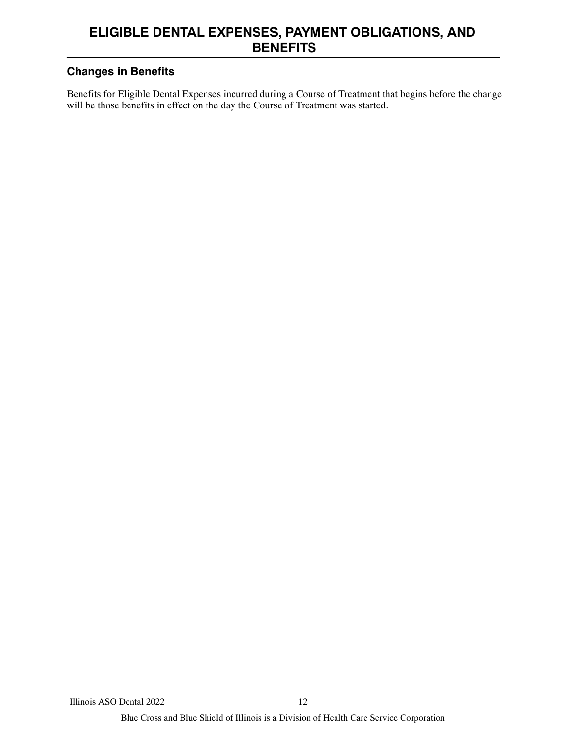# ELIGIBLE DENTAL EXPENSES, PAYMENT OBLIGATIONS, AND BENEFITS

## Changes in Benefits

Benefits for Eligible Dental Expenses incurred during a Course of Treatment that begins before the change will be those benefits in effect on the day the Course of Treatment was started.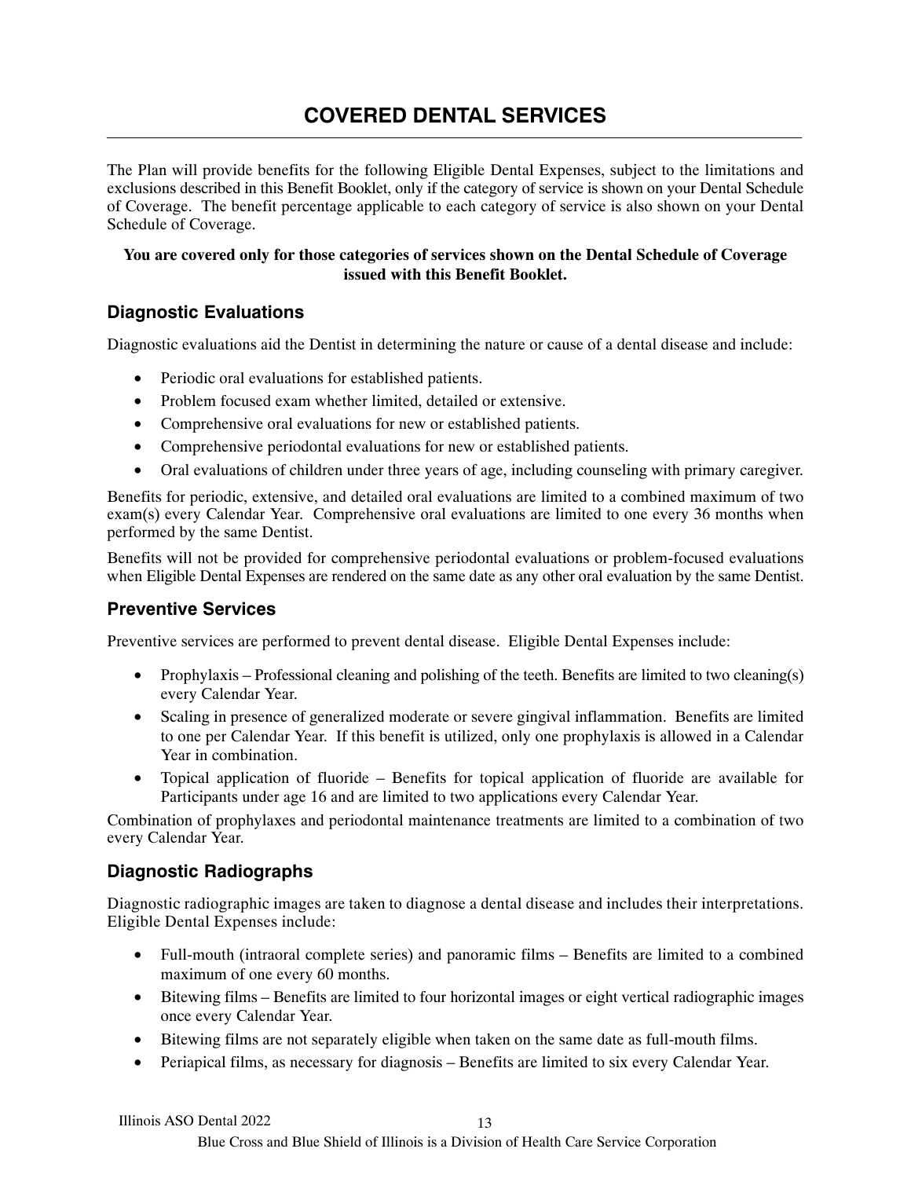# COVERED DENTAL SERVICES

The Plan will provide benefits for the following Eligible Dental Expenses, subject to the limitations and exclusions described in this Benefit Booklet, only if the category of service is shown on your Dental Schedule of Coverage. The benefit percentage applicable to each category of service is also shown on your Dental Schedule of Coverage.

**You are covered only for those categories of services shown on the Dental Schedule of Coverage issued with this Benefit Booklet.**

## Diagnostic Evaluations

Diagnostic evaluations aid the Dentist in determining the nature or cause of a dental disease and include:

- Periodic oral evaluations for established patients.
- Problem focused exam whether limited, detailed or extensive.
- Comprehensive oral evaluations for new or established patients.
- Comprehensive periodontal evaluations for new or established patients.
- Oral evaluations of children under three years of age, including counseling with primary caregiver.

Benefits for periodic, extensive, and detailed oral evaluations are limited to a combined maximum of two exam(s) every Calendar Year. Comprehensive oral evaluations are limited to one every 36 months when performed by the same Dentist.

Benefits will not be provided for comprehensive periodontal evaluations or problem-focused evaluations when Eligible Dental Expenses are rendered on the same date as any other oral evaluation by the same Dentist.

## Preventive Services

Preventive services are performed to prevent dental disease. Eligible Dental Expenses include:

- Prophylaxis – Professional cleaning and polishing of the teeth. Benefits are limited to two cleaning(s) every Calendar Year.
- Scaling in presence of generalized moderate or severe gingival inflammation. Benefits are limited to one per Calendar Year. If this benefit is utilized, only one prophylaxis is allowed in a Calendar Year in combination.
- Topical application of fluoride – Benefits for topical application of fluoride are available for Participants under age 16 and are limited to two applications every Calendar Year.

Combination of prophylaxes and periodontal maintenance treatments are limited to a combination of two every Calendar Year.

## Diagnostic Radiographs

Diagnostic radiographic images are taken to diagnose a dental disease and includes their interpretations. Eligible Dental Expenses include:

- Full-mouth (intraoral complete series) and panoramic films – Benefits are limited to a combined maximum of one every 60 months.
- Bitewing films – Benefits are limited to four horizontal images or eight vertical radiographic images once every Calendar Year.
- Bitewing films are not separately eligible when taken on the same date as full-mouth films.
- Periapical films, as necessary for diagnosis – Benefits are limited to six every Calendar Year.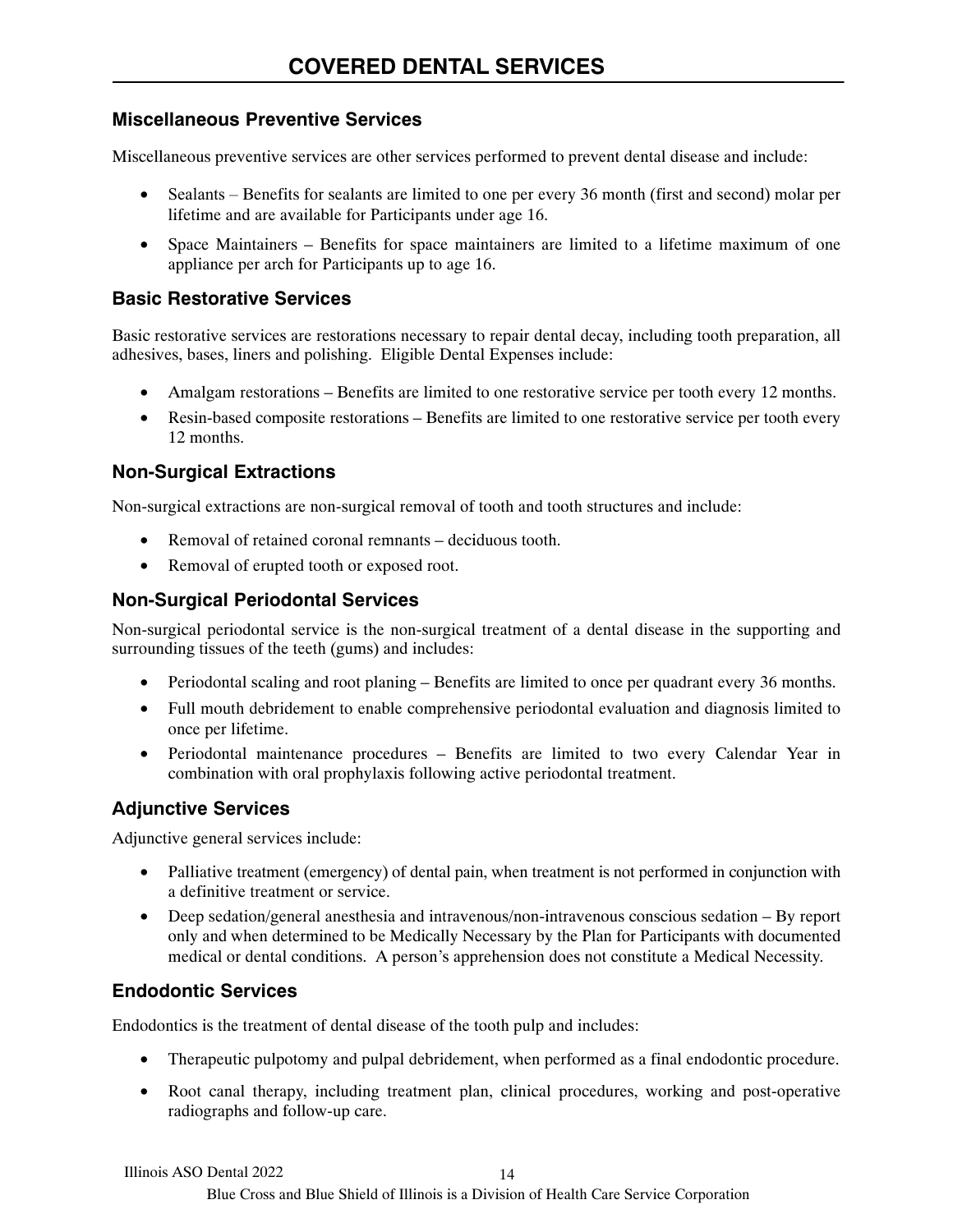# COVERED DENTAL SERVICES

### Miscellaneous Preventive Services

Miscellaneous preventive services are other services performed to prevent dental disease and include:

- Sealants – Benefits for sealants are limited to one per every 36 month (first and second) molar per lifetime and are available for Participants under age 16.
- Space Maintainers – Benefits for space maintainers are limited to a lifetime maximum of one appliance per arch for Participants up to age 16.

### Basic Restorative Services

Basic restorative services are restorations necessary to repair dental decay, including tooth preparation, all adhesives, bases, liners and polishing. Eligible Dental Expenses include:

- Amalgam restorations – Benefits are limited to one restorative service per tooth every 12 months.
- Resin-based composite restorations – Benefits are limited to one restorative service per tooth every 12 months.

### Non-Surgical Extractions

Non-surgical extractions are non-surgical removal of tooth and tooth structures and include:

- Removal of retained coronal remnants – deciduous tooth.
- Removal of erupted tooth or exposed root.

### Non-Surgical Periodontal Services

Non-surgical periodontal service is the non-surgical treatment of a dental disease in the supporting and surrounding tissues of the teeth (gums) and includes:

- Periodontal scaling and root planing – Benefits are limited to once per quadrant every 36 months.
- Full mouth debridement to enable comprehensive periodontal evaluation and diagnosis limited to once per lifetime.
- Periodontal maintenance procedures – Benefits are limited to two every Calendar Year in combination with oral prophylaxis following active periodontal treatment.

### Adjunctive Services

Adjunctive general services include:

- Palliative treatment (emergency) of dental pain, when treatment is not performed in conjunction with a definitive treatment or service.
- Deep sedation/general anesthesia and intravenous/non-intravenous conscious sedation – By report only and when determined to be Medically Necessary by the Plan for Participants with documented medical or dental conditions. A person's apprehension does not constitute a Medical Necessity.

### Endodontic Services

Endodontics is the treatment of dental disease of the tooth pulp and includes:

- Therapeutic pulpotomy and pulpal debridement, when performed as a final endodontic procedure.
- Root canal therapy, including treatment plan, clinical procedures, working and post-operative radiographs and follow-up care.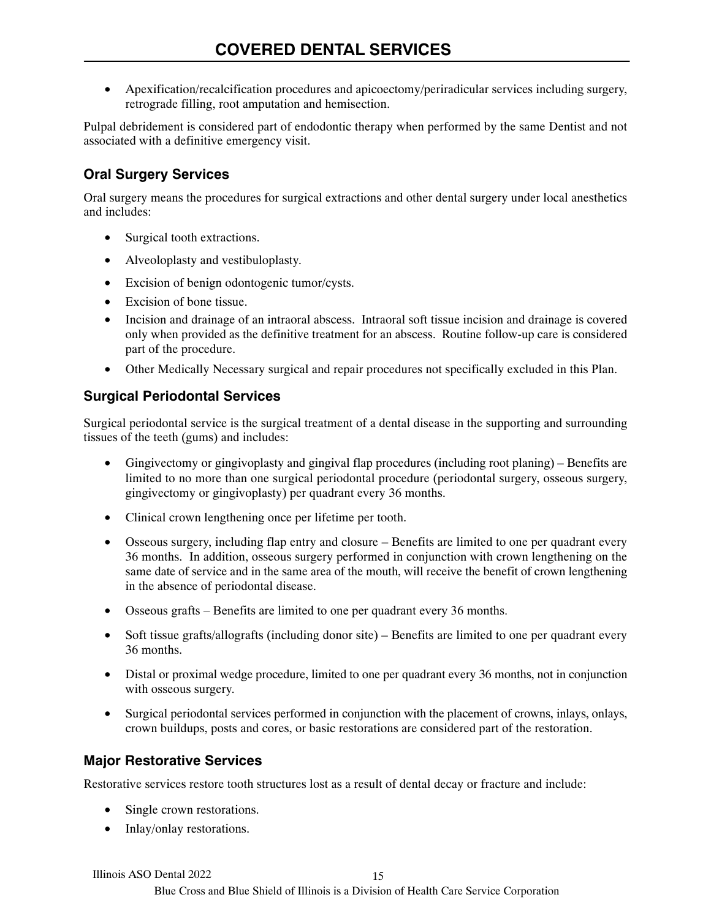- Apexification/recalcification procedures and apicoectomy/periradicular services including surgery, retrograde filling, root amputation and hemisection.

Pulpal debridement is considered part of endodontic therapy when performed by the same Dentist and not associated with a definitive emergency visit.

## Oral Surgery Services

Oral surgery means the procedures for surgical extractions and other dental surgery under local anesthetics and includes:

- Surgical tooth extractions.
- Alveoloplasty and vestibuloplasty.
- Excision of benign odontogenic tumor/cysts.
- Excision of bone tissue.
- Incision and drainage of an intraoral abscess. Intraoral soft tissue incision and drainage is covered only when provided as the definitive treatment for an abscess. Routine follow-up care is considered part of the procedure.
- Other Medically Necessary surgical and repair procedures not specifically excluded in this Plan.

## Surgical Periodontal Services

Surgical periodontal service is the surgical treatment of a dental disease in the supporting and surrounding tissues of the teeth (gums) and includes:

- Gingivectomy or gingivoplasty and gingival flap procedures (including root planing) – Benefits are limited to no more than one surgical periodontal procedure (periodontal surgery, osseous surgery, gingivectomy or gingivoplasty) per quadrant every 36 months.
- Clinical crown lengthening once per lifetime per tooth.
- Osseous surgery, including flap entry and closure – Benefits are limited to one per quadrant every 36 months. In addition, osseous surgery performed in conjunction with crown lengthening on the same date of service and in the same area of the mouth, will receive the benefit of crown lengthening in the absence of periodontal disease.
- Osseous grafts – Benefits are limited to one per quadrant every 36 months.
- Soft tissue grafts/allografts (including donor site) – Benefits are limited to one per quadrant every 36 months.
- Distal or proximal wedge procedure, limited to one per quadrant every 36 months, not in conjunction with osseous surgery.
- Surgical periodontal services performed in conjunction with the placement of crowns, inlays, onlays, crown buildups, posts and cores, or basic restorations are considered part of the restoration.

## Major Restorative Services

Restorative services restore tooth structures lost as a result of dental decay or fracture and include:

- Single crown restorations.
- Inlay/onlay restorations.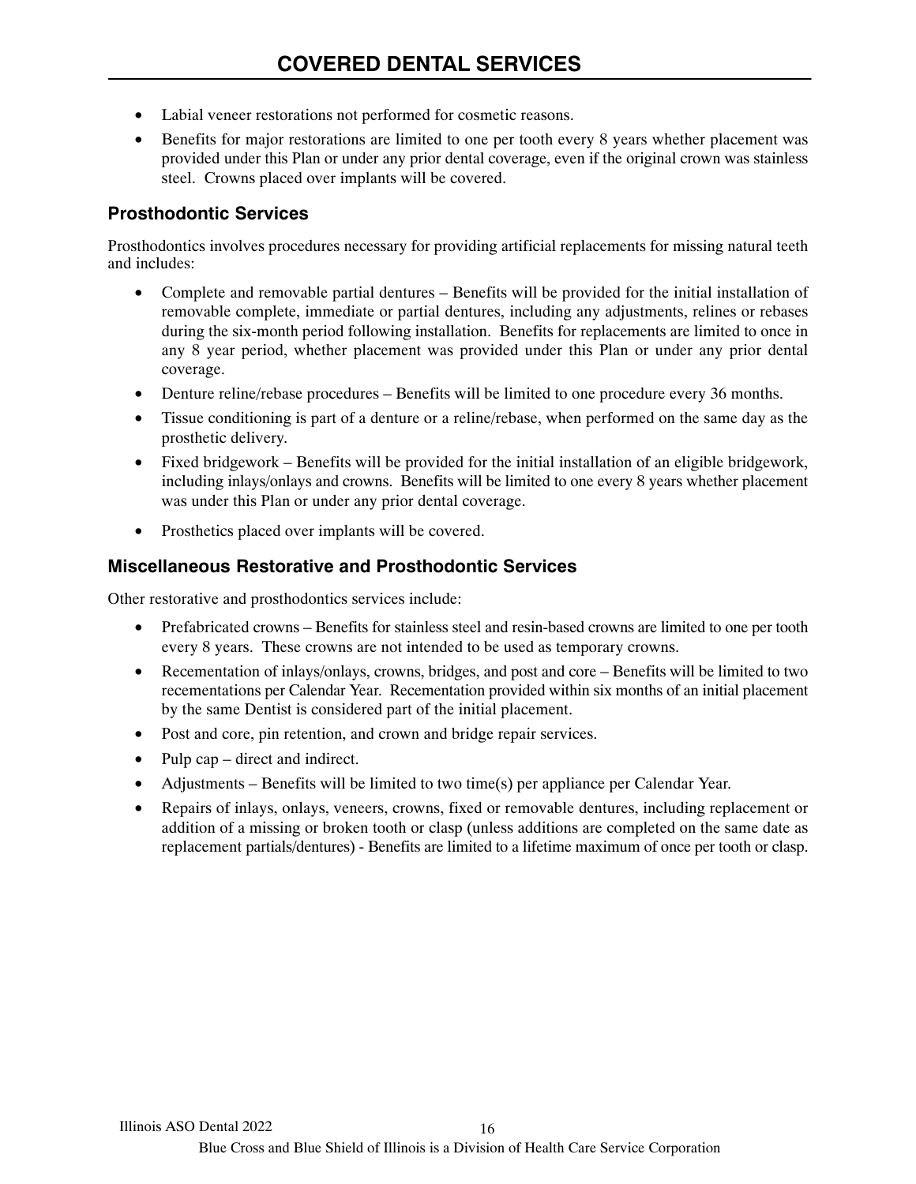- Labial veneer restorations not performed for cosmetic reasons.
- Benefits for major restorations are limited to one per tooth every 8 years whether placement was provided under this Plan or under any prior dental coverage, even if the original crown was stainless steel. Crowns placed over implants will be covered.

### Prosthodontic Services

Prosthodontics involves procedures necessary for providing artificial replacements for missing natural teeth and includes:

- Complete and removable partial dentures – Benefits will be provided for the initial installation of removable complete, immediate or partial dentures, including any adjustments, relines or rebases during the six-month period following installation. Benefits for replacements are limited to once in any 8 year period, whether placement was provided under this Plan or under any prior dental coverage.
- Denture reline/rebase procedures – Benefits will be limited to one procedure every 36 months.
- Tissue conditioning is part of a denture or a reline/rebase, when performed on the same day as the prosthetic delivery.
- Fixed bridgework – Benefits will be provided for the initial installation of an eligible bridgework, including inlays/onlays and crowns. Benefits will be limited to one every 8 years whether placement was under this Plan or under any prior dental coverage.
- Prosthetics placed over implants will be covered.

### Miscellaneous Restorative and Prosthodontic Services

Other restorative and prosthodontics services include:

- Prefabricated crowns – Benefits for stainless steel and resin-based crowns are limited to one per tooth every 8 years. These crowns are not intended to be used as temporary crowns.
- Recementation of inlays/onlays, crowns, bridges, and post and core – Benefits will be limited to two recementations per Calendar Year. Recementation provided within six months of an initial placement by the same Dentist is considered part of the initial placement.
- Post and core, pin retention, and crown and bridge repair services.
- Pulp cap – direct and indirect.
- Adjustments – Benefits will be limited to two time(s) per appliance per Calendar Year.
- Repairs of inlays, onlays, veneers, crowns, fixed or removable dentures, including replacement or addition of a missing or broken tooth or clasp (unless additions are completed on the same date as replacement partials/dentures) - Benefits are limited to a lifetime maximum of once per tooth or clasp.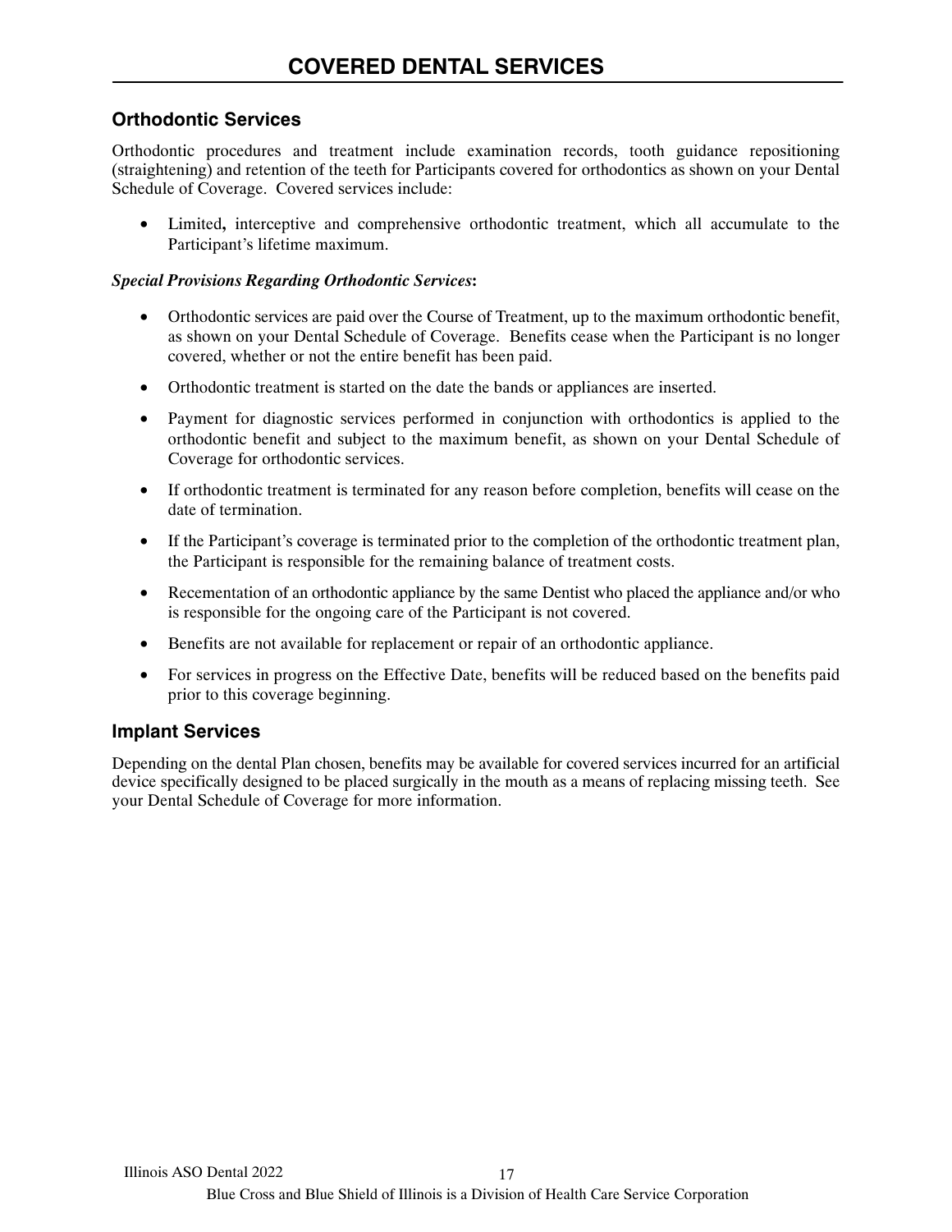# COVERED DENTAL SERVICES

## Orthodontic Services

Orthodontic procedures and treatment include examination records, tooth guidance repositioning (straightening) and retention of the teeth for Participants covered for orthodontics as shown on your Dental Schedule of Coverage. Covered services include:

- Limited**,** interceptive and comprehensive orthodontic treatment, which all accumulate to the Participant's lifetime maximum.

***Special Provisions Regarding Orthodontic Services*:**

- Orthodontic services are paid over the Course of Treatment, up to the maximum orthodontic benefit, as shown on your Dental Schedule of Coverage. Benefits cease when the Participant is no longer covered, whether or not the entire benefit has been paid.
- Orthodontic treatment is started on the date the bands or appliances are inserted.
- Payment for diagnostic services performed in conjunction with orthodontics is applied to the orthodontic benefit and subject to the maximum benefit, as shown on your Dental Schedule of Coverage for orthodontic services.
- If orthodontic treatment is terminated for any reason before completion, benefits will cease on the date of termination.
- If the Participant's coverage is terminated prior to the completion of the orthodontic treatment plan, the Participant is responsible for the remaining balance of treatment costs.
- Recementation of an orthodontic appliance by the same Dentist who placed the appliance and/or who is responsible for the ongoing care of the Participant is not covered.
- Benefits are not available for replacement or repair of an orthodontic appliance.
- For services in progress on the Effective Date, benefits will be reduced based on the benefits paid prior to this coverage beginning.

## Implant Services

Depending on the dental Plan chosen, benefits may be available for covered services incurred for an artificial device specifically designed to be placed surgically in the mouth as a means of replacing missing teeth. See your Dental Schedule of Coverage for more information.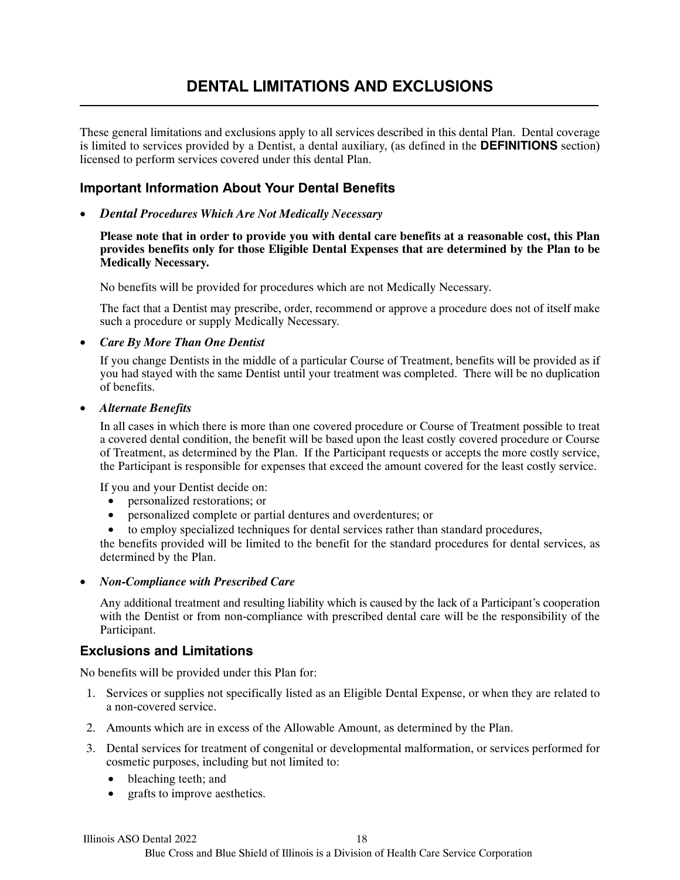# DENTAL LIMITATIONS AND EXCLUSIONS

These general limitations and exclusions apply to all services described in this dental Plan. Dental coverage is limited to services provided by a Dentist, a dental auxiliary, (as defined in the **DEFINITIONS** section) licensed to perform services covered under this dental Plan.

## Important Information About Your Dental Benefits

- ***Dental Procedures Which Are Not Medically Necessary***

  **Please note that in order to provide you with dental care benefits at a reasonable cost, this Plan provides benefits only for those Eligible Dental Expenses that are determined by the Plan to be Medically Necessary.**

  No benefits will be provided for procedures which are not Medically Necessary.

  The fact that a Dentist may prescribe, order, recommend or approve a procedure does not of itself make such a procedure or supply Medically Necessary.

- ***Care By More Than One Dentist***

  If you change Dentists in the middle of a particular Course of Treatment, benefits will be provided as if you had stayed with the same Dentist until your treatment was completed. There will be no duplication of benefits.

- ***Alternate Benefits***

  In all cases in which there is more than one covered procedure or Course of Treatment possible to treat a covered dental condition, the benefit will be based upon the least costly covered procedure or Course of Treatment, as determined by the Plan. If the Participant requests or accepts the more costly service, the Participant is responsible for expenses that exceed the amount covered for the least costly service.

  If you and your Dentist decide on:
  - personalized restorations; or
  - personalized complete or partial dentures and overdentures; or
  - to employ specialized techniques for dental services rather than standard procedures,

  the benefits provided will be limited to the benefit for the standard procedures for dental services, as determined by the Plan.

- ***Non-Compliance with Prescribed Care***

  Any additional treatment and resulting liability which is caused by the lack of a Participant's cooperation with the Dentist or from non-compliance with prescribed dental care will be the responsibility of the Participant.

## Exclusions and Limitations

No benefits will be provided under this Plan for:

1. Services or supplies not specifically listed as an Eligible Dental Expense, or when they are related to a non-covered service.
2. Amounts which are in excess of the Allowable Amount, as determined by the Plan.
3. Dental services for treatment of congenital or developmental malformation, or services performed for cosmetic purposes, including but not limited to:
   - bleaching teeth; and
   - grafts to improve aesthetics.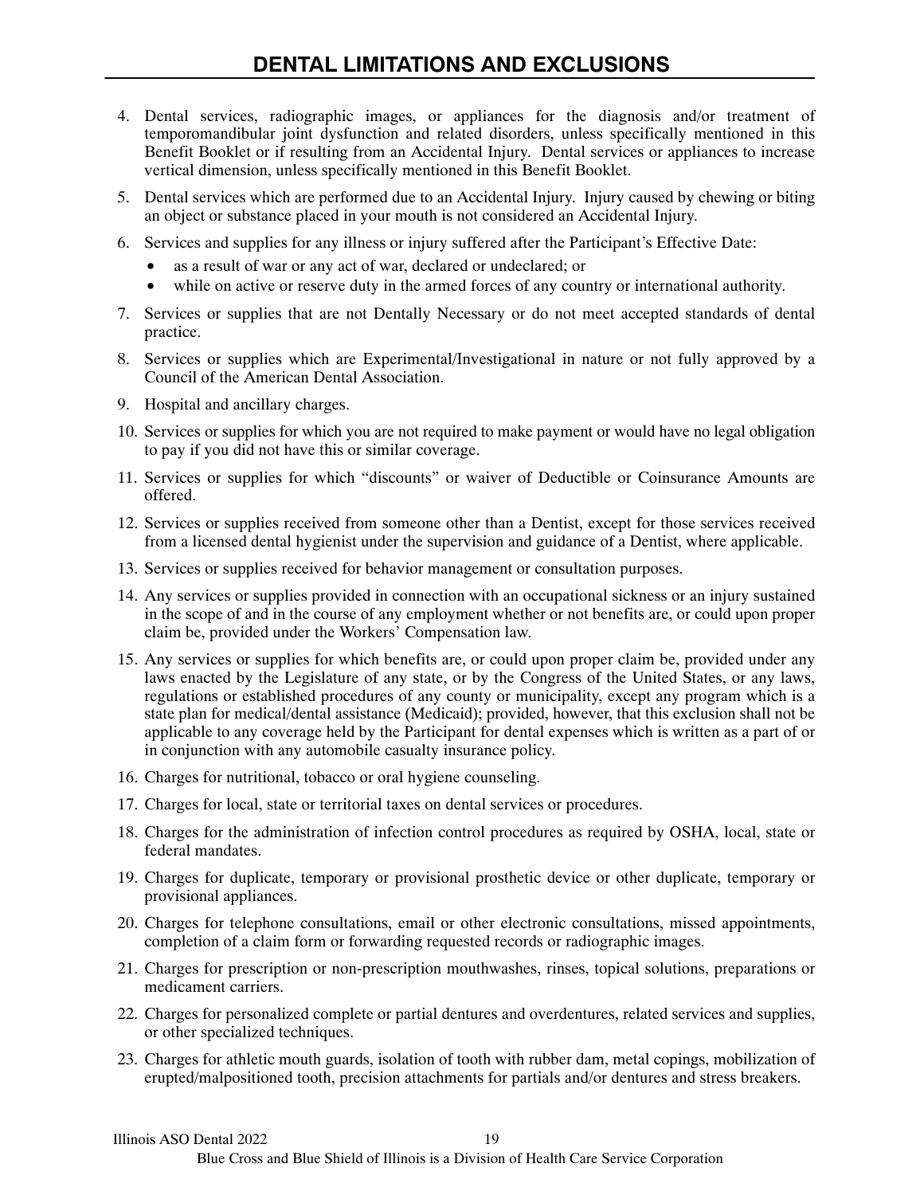# DENTAL LIMITATIONS AND EXCLUSIONS

4. Dental services, radiographic images, or appliances for the diagnosis and/or treatment of temporomandibular joint dysfunction and related disorders, unless specifically mentioned in this Benefit Booklet or if resulting from an Accidental Injury. Dental services or appliances to increase vertical dimension, unless specifically mentioned in this Benefit Booklet.
5. Dental services which are performed due to an Accidental Injury. Injury caused by chewing or biting an object or substance placed in your mouth is not considered an Accidental Injury.
6. Services and supplies for any illness or injury suffered after the Participant's Effective Date:
   - as a result of war or any act of war, declared or undeclared; or
   - while on active or reserve duty in the armed forces of any country or international authority.
7. Services or supplies that are not Dentally Necessary or do not meet accepted standards of dental practice.
8. Services or supplies which are Experimental/Investigational in nature or not fully approved by a Council of the American Dental Association.
9. Hospital and ancillary charges.
10. Services or supplies for which you are not required to make payment or would have no legal obligation to pay if you did not have this or similar coverage.
11. Services or supplies for which "discounts" or waiver of Deductible or Coinsurance Amounts are offered.
12. Services or supplies received from someone other than a Dentist, except for those services received from a licensed dental hygienist under the supervision and guidance of a Dentist, where applicable.
13. Services or supplies received for behavior management or consultation purposes.
14. Any services or supplies provided in connection with an occupational sickness or an injury sustained in the scope of and in the course of any employment whether or not benefits are, or could upon proper claim be, provided under the Workers' Compensation law.
15. Any services or supplies for which benefits are, or could upon proper claim be, provided under any laws enacted by the Legislature of any state, or by the Congress of the United States, or any laws, regulations or established procedures of any county or municipality, except any program which is a state plan for medical/dental assistance (Medicaid); provided, however, that this exclusion shall not be applicable to any coverage held by the Participant for dental expenses which is written as a part of or in conjunction with any automobile casualty insurance policy.
16. Charges for nutritional, tobacco or oral hygiene counseling.
17. Charges for local, state or territorial taxes on dental services or procedures.
18. Charges for the administration of infection control procedures as required by OSHA, local, state or federal mandates.
19. Charges for duplicate, temporary or provisional prosthetic device or other duplicate, temporary or provisional appliances.
20. Charges for telephone consultations, email or other electronic consultations, missed appointments, completion of a claim form or forwarding requested records or radiographic images.
21. Charges for prescription or non-prescription mouthwashes, rinses, topical solutions, preparations or medicament carriers.
22. Charges for personalized complete or partial dentures and overdentures, related services and supplies, or other specialized techniques.
23. Charges for athletic mouth guards, isolation of tooth with rubber dam, metal copings, mobilization of erupted/malpositioned tooth, precision attachments for partials and/or dentures and stress breakers.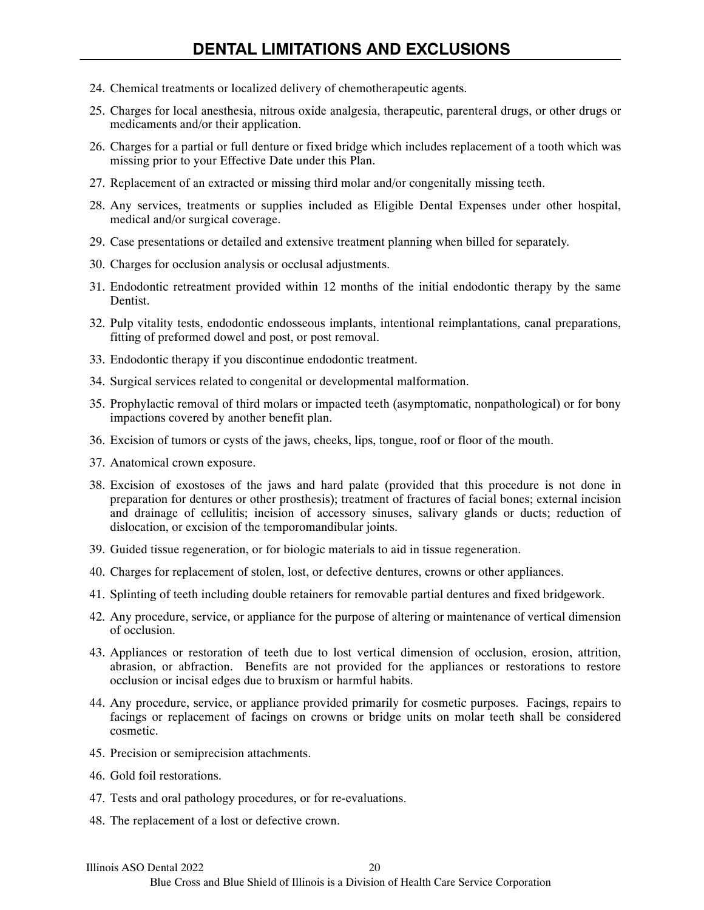# DENTAL LIMITATIONS AND EXCLUSIONS

24. Chemical treatments or localized delivery of chemotherapeutic agents.
25. Charges for local anesthesia, nitrous oxide analgesia, therapeutic, parenteral drugs, or other drugs or medicaments and/or their application.
26. Charges for a partial or full denture or fixed bridge which includes replacement of a tooth which was missing prior to your Effective Date under this Plan.
27. Replacement of an extracted or missing third molar and/or congenitally missing teeth.
28. Any services, treatments or supplies included as Eligible Dental Expenses under other hospital, medical and/or surgical coverage.
29. Case presentations or detailed and extensive treatment planning when billed for separately.
30. Charges for occlusion analysis or occlusal adjustments.
31. Endodontic retreatment provided within 12 months of the initial endodontic therapy by the same Dentist.
32. Pulp vitality tests, endodontic endosseous implants, intentional reimplantations, canal preparations, fitting of preformed dowel and post, or post removal.
33. Endodontic therapy if you discontinue endodontic treatment.
34. Surgical services related to congenital or developmental malformation.
35. Prophylactic removal of third molars or impacted teeth (asymptomatic, nonpathological) or for bony impactions covered by another benefit plan.
36. Excision of tumors or cysts of the jaws, cheeks, lips, tongue, roof or floor of the mouth.
37. Anatomical crown exposure.
38. Excision of exostoses of the jaws and hard palate (provided that this procedure is not done in preparation for dentures or other prosthesis); treatment of fractures of facial bones; external incision and drainage of cellulitis; incision of accessory sinuses, salivary glands or ducts; reduction of dislocation, or excision of the temporomandibular joints.
39. Guided tissue regeneration, or for biologic materials to aid in tissue regeneration.
40. Charges for replacement of stolen, lost, or defective dentures, crowns or other appliances.
41. Splinting of teeth including double retainers for removable partial dentures and fixed bridgework.
42. Any procedure, service, or appliance for the purpose of altering or maintenance of vertical dimension of occlusion.
43. Appliances or restoration of teeth due to lost vertical dimension of occlusion, erosion, attrition, abrasion, or abfraction. Benefits are not provided for the appliances or restorations to restore occlusion or incisal edges due to bruxism or harmful habits.
44. Any procedure, service, or appliance provided primarily for cosmetic purposes. Facings, repairs to facings or replacement of facings on crowns or bridge units on molar teeth shall be considered cosmetic.
45. Precision or semiprecision attachments.
46. Gold foil restorations.
47. Tests and oral pathology procedures, or for re-evaluations.
48. The replacement of a lost or defective crown.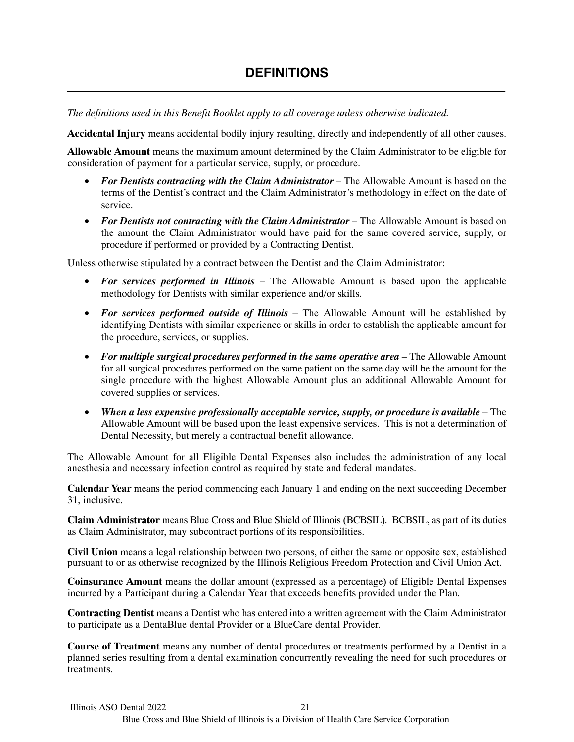# DEFINITIONS

*The definitions used in this Benefit Booklet apply to all coverage unless otherwise indicated.*

**Accidental Injury** means accidental bodily injury resulting, directly and independently of all other causes.

**Allowable Amount** means the maximum amount determined by the Claim Administrator to be eligible for consideration of payment for a particular service, supply, or procedure.

- ***For Dentists contracting with the Claim Administrator*** – The Allowable Amount is based on the terms of the Dentist's contract and the Claim Administrator's methodology in effect on the date of service.
- ***For Dentists not contracting with the Claim Administrator*** – The Allowable Amount is based on the amount the Claim Administrator would have paid for the same covered service, supply, or procedure if performed or provided by a Contracting Dentist.

Unless otherwise stipulated by a contract between the Dentist and the Claim Administrator:

- ***For services performed in Illinois*** – The Allowable Amount is based upon the applicable methodology for Dentists with similar experience and/or skills.
- ***For services performed outside of Illinois*** – The Allowable Amount will be established by identifying Dentists with similar experience or skills in order to establish the applicable amount for the procedure, services, or supplies.
- ***For multiple surgical procedures performed in the same operative area*** – The Allowable Amount for all surgical procedures performed on the same patient on the same day will be the amount for the single procedure with the highest Allowable Amount plus an additional Allowable Amount for covered supplies or services.
- ***When a less expensive professionally acceptable service, supply, or procedure is available*** – The Allowable Amount will be based upon the least expensive services. This is not a determination of Dental Necessity, but merely a contractual benefit allowance.

The Allowable Amount for all Eligible Dental Expenses also includes the administration of any local anesthesia and necessary infection control as required by state and federal mandates.

**Calendar Year** means the period commencing each January 1 and ending on the next succeeding December 31, inclusive.

**Claim Administrator** means Blue Cross and Blue Shield of Illinois (BCBSIL). BCBSIL, as part of its duties as Claim Administrator, may subcontract portions of its responsibilities.

**Civil Union** means a legal relationship between two persons, of either the same or opposite sex, established pursuant to or as otherwise recognized by the Illinois Religious Freedom Protection and Civil Union Act.

**Coinsurance Amount** means the dollar amount (expressed as a percentage) of Eligible Dental Expenses incurred by a Participant during a Calendar Year that exceeds benefits provided under the Plan.

**Contracting Dentist** means a Dentist who has entered into a written agreement with the Claim Administrator to participate as a DentaBlue dental Provider or a BlueCare dental Provider.

**Course of Treatment** means any number of dental procedures or treatments performed by a Dentist in a planned series resulting from a dental examination concurrently revealing the need for such procedures or treatments.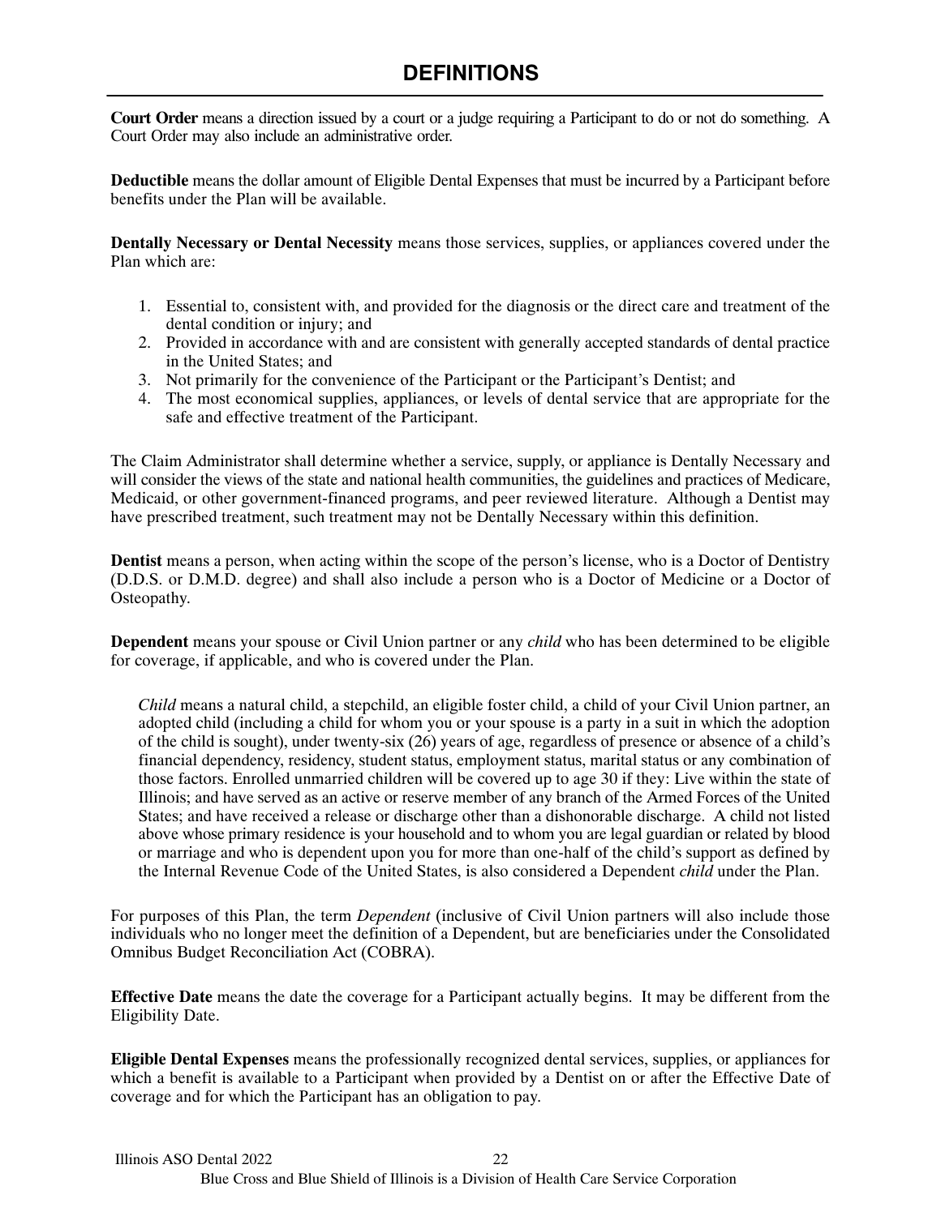# DEFINITIONS

**Court Order** means a direction issued by a court or a judge requiring a Participant to do or not do something. A Court Order may also include an administrative order.

**Deductible** means the dollar amount of Eligible Dental Expenses that must be incurred by a Participant before benefits under the Plan will be available.

**Dentally Necessary or Dental Necessity** means those services, supplies, or appliances covered under the Plan which are:

1. Essential to, consistent with, and provided for the diagnosis or the direct care and treatment of the dental condition or injury; and
2. Provided in accordance with and are consistent with generally accepted standards of dental practice in the United States; and
3. Not primarily for the convenience of the Participant or the Participant's Dentist; and
4. The most economical supplies, appliances, or levels of dental service that are appropriate for the safe and effective treatment of the Participant.

The Claim Administrator shall determine whether a service, supply, or appliance is Dentally Necessary and will consider the views of the state and national health communities, the guidelines and practices of Medicare, Medicaid, or other government-financed programs, and peer reviewed literature. Although a Dentist may have prescribed treatment, such treatment may not be Dentally Necessary within this definition.

**Dentist** means a person, when acting within the scope of the person's license, who is a Doctor of Dentistry (D.D.S. or D.M.D. degree) and shall also include a person who is a Doctor of Medicine or a Doctor of Osteopathy.

**Dependent** means your spouse or Civil Union partner or any *child* who has been determined to be eligible for coverage, if applicable, and who is covered under the Plan.

> *Child* means a natural child, a stepchild, an eligible foster child, a child of your Civil Union partner, an adopted child (including a child for whom you or your spouse is a party in a suit in which the adoption of the child is sought), under twenty-six (26) years of age, regardless of presence or absence of a child's financial dependency, residency, student status, employment status, marital status or any combination of those factors. Enrolled unmarried children will be covered up to age 30 if they: Live within the state of Illinois; and have served as an active or reserve member of any branch of the Armed Forces of the United States; and have received a release or discharge other than a dishonorable discharge. A child not listed above whose primary residence is your household and to whom you are legal guardian or related by blood or marriage and who is dependent upon you for more than one-half of the child's support as defined by the Internal Revenue Code of the United States, is also considered a Dependent *child* under the Plan.

For purposes of this Plan, the term *Dependent* (inclusive of Civil Union partners will also include those individuals who no longer meet the definition of a Dependent, but are beneficiaries under the Consolidated Omnibus Budget Reconciliation Act (COBRA).

**Effective Date** means the date the coverage for a Participant actually begins. It may be different from the Eligibility Date.

**Eligible Dental Expenses** means the professionally recognized dental services, supplies, or appliances for which a benefit is available to a Participant when provided by a Dentist on or after the Effective Date of coverage and for which the Participant has an obligation to pay.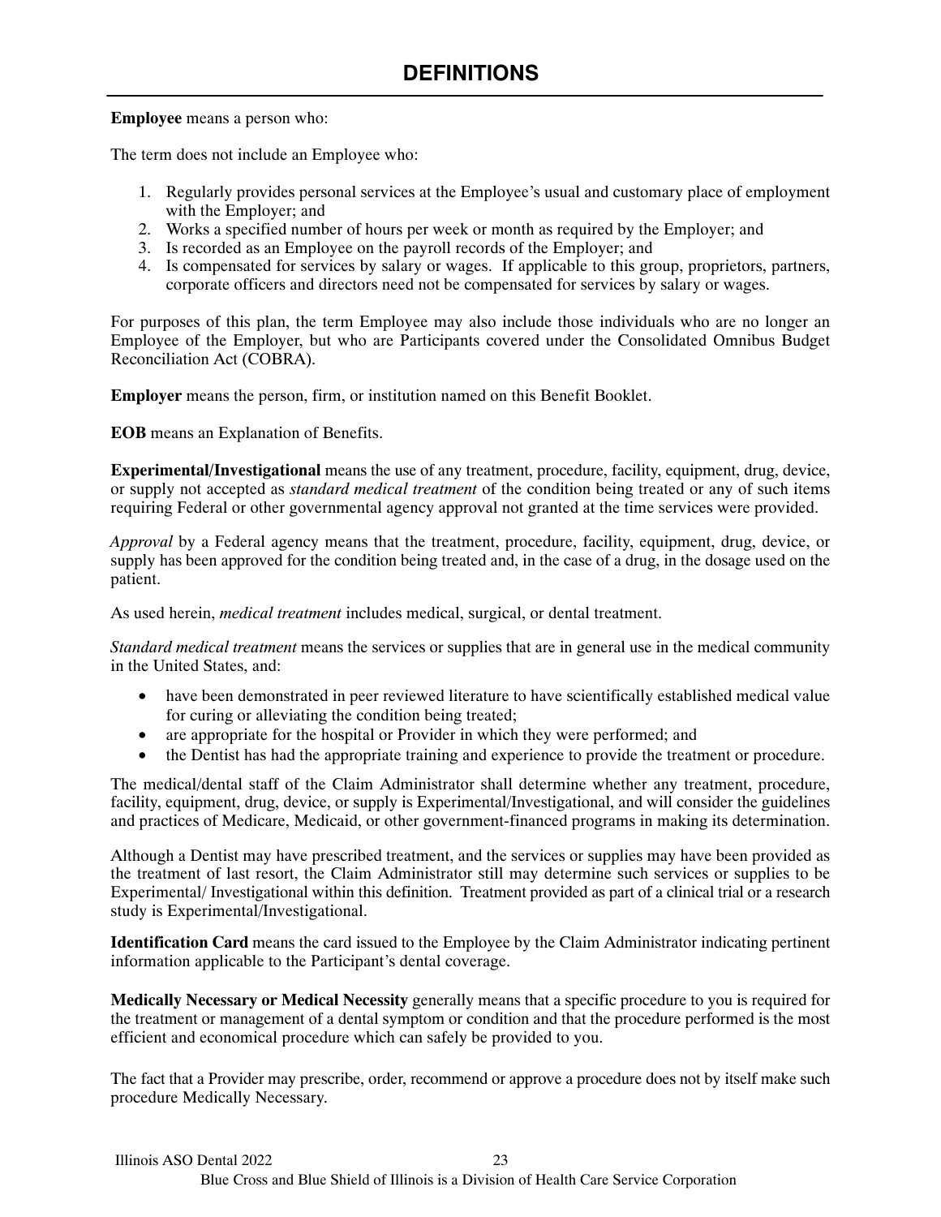# DEFINITIONS

**Employee** means a person who:

The term does not include an Employee who:

1. Regularly provides personal services at the Employee's usual and customary place of employment with the Employer; and
2. Works a specified number of hours per week or month as required by the Employer; and
3. Is recorded as an Employee on the payroll records of the Employer; and
4. Is compensated for services by salary or wages. If applicable to this group, proprietors, partners, corporate officers and directors need not be compensated for services by salary or wages.

For purposes of this plan, the term Employee may also include those individuals who are no longer an Employee of the Employer, but who are Participants covered under the Consolidated Omnibus Budget Reconciliation Act (COBRA).

**Employer** means the person, firm, or institution named on this Benefit Booklet.

**EOB** means an Explanation of Benefits.

**Experimental/Investigational** means the use of any treatment, procedure, facility, equipment, drug, device, or supply not accepted as *standard medical treatment* of the condition being treated or any of such items requiring Federal or other governmental agency approval not granted at the time services were provided.

*Approval* by a Federal agency means that the treatment, procedure, facility, equipment, drug, device, or supply has been approved for the condition being treated and, in the case of a drug, in the dosage used on the patient.

As used herein, *medical treatment* includes medical, surgical, or dental treatment.

*Standard medical treatment* means the services or supplies that are in general use in the medical community in the United States, and:

- have been demonstrated in peer reviewed literature to have scientifically established medical value for curing or alleviating the condition being treated;
- are appropriate for the hospital or Provider in which they were performed; and
- the Dentist has had the appropriate training and experience to provide the treatment or procedure.

The medical/dental staff of the Claim Administrator shall determine whether any treatment, procedure, facility, equipment, drug, device, or supply is Experimental/Investigational, and will consider the guidelines and practices of Medicare, Medicaid, or other government-financed programs in making its determination.

Although a Dentist may have prescribed treatment, and the services or supplies may have been provided as the treatment of last resort, the Claim Administrator still may determine such services or supplies to be Experimental/ Investigational within this definition. Treatment provided as part of a clinical trial or a research study is Experimental/Investigational.

**Identification Card** means the card issued to the Employee by the Claim Administrator indicating pertinent information applicable to the Participant's dental coverage.

**Medically Necessary or Medical Necessity** generally means that a specific procedure to you is required for the treatment or management of a dental symptom or condition and that the procedure performed is the most efficient and economical procedure which can safely be provided to you.

The fact that a Provider may prescribe, order, recommend or approve a procedure does not by itself make such procedure Medically Necessary.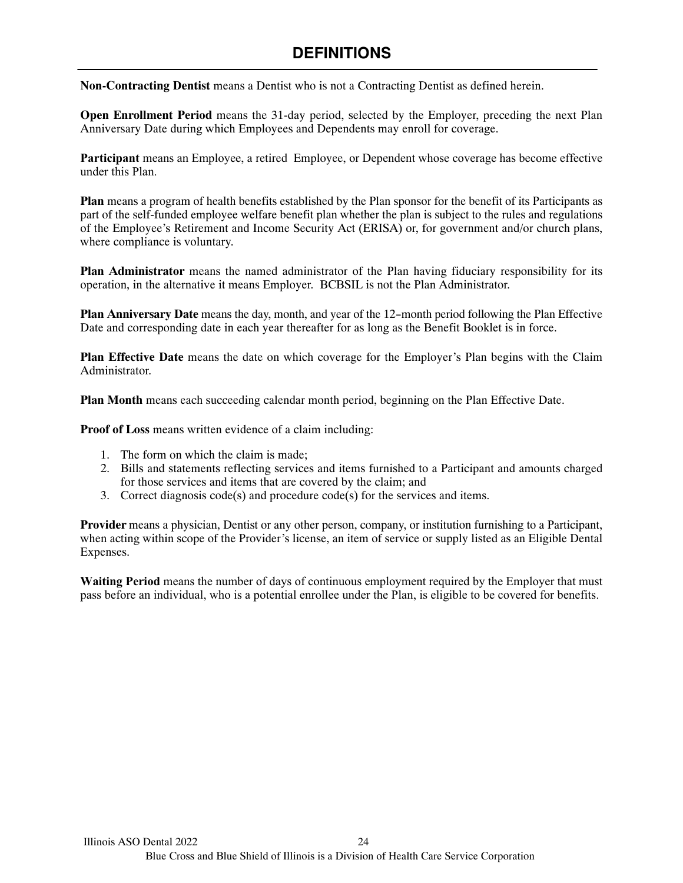## DEFINITIONS

**Non-Contracting Dentist** means a Dentist who is not a Contracting Dentist as defined herein.

**Open Enrollment Period** means the 31-day period, selected by the Employer, preceding the next Plan Anniversary Date during which Employees and Dependents may enroll for coverage.

**Participant** means an Employee, a retired Employee, or Dependent whose coverage has become effective under this Plan.

**Plan** means a program of health benefits established by the Plan sponsor for the benefit of its Participants as part of the self-funded employee welfare benefit plan whether the plan is subject to the rules and regulations of the Employee's Retirement and Income Security Act (ERISA) or, for government and/or church plans, where compliance is voluntary.

**Plan Administrator** means the named administrator of the Plan having fiduciary responsibility for its operation, in the alternative it means Employer. BCBSIL is not the Plan Administrator.

**Plan Anniversary Date** means the day, month, and year of the 12-month period following the Plan Effective Date and corresponding date in each year thereafter for as long as the Benefit Booklet is in force.

**Plan Effective Date** means the date on which coverage for the Employer's Plan begins with the Claim Administrator.

**Plan Month** means each succeeding calendar month period, beginning on the Plan Effective Date.

**Proof of Loss** means written evidence of a claim including:

1. The form on which the claim is made;
2. Bills and statements reflecting services and items furnished to a Participant and amounts charged for those services and items that are covered by the claim; and
3. Correct diagnosis code(s) and procedure code(s) for the services and items.

**Provider** means a physician, Dentist or any other person, company, or institution furnishing to a Participant, when acting within scope of the Provider's license, an item of service or supply listed as an Eligible Dental Expenses.

**Waiting Period** means the number of days of continuous employment required by the Employer that must pass before an individual, who is a potential enrollee under the Plan, is eligible to be covered for benefits.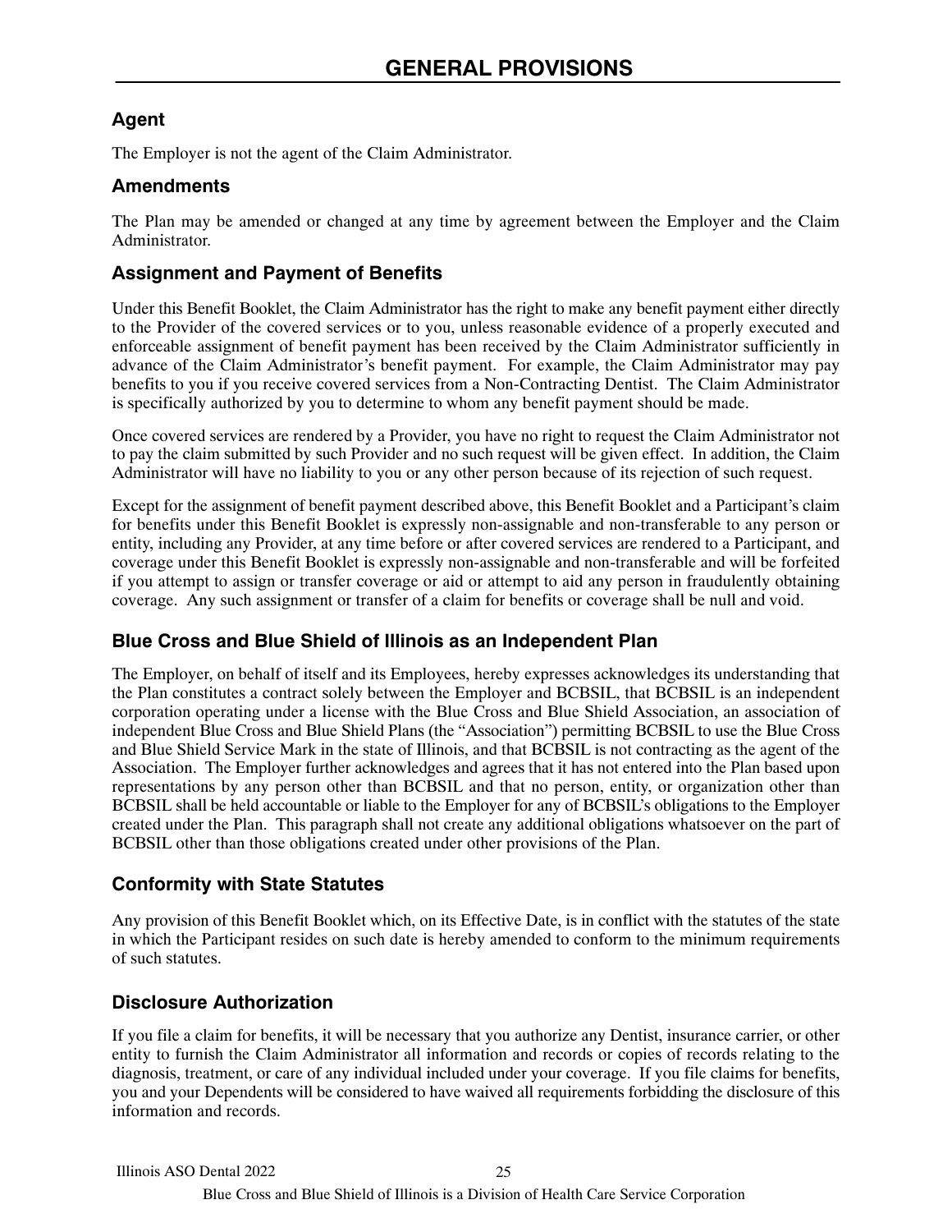# GENERAL PROVISIONS

## Agent

The Employer is not the agent of the Claim Administrator.

## Amendments

The Plan may be amended or changed at any time by agreement between the Employer and the Claim Administrator.

## Assignment and Payment of Benefits

Under this Benefit Booklet, the Claim Administrator has the right to make any benefit payment either directly to the Provider of the covered services or to you, unless reasonable evidence of a properly executed and enforceable assignment of benefit payment has been received by the Claim Administrator sufficiently in advance of the Claim Administrator's benefit payment. For example, the Claim Administrator may pay benefits to you if you receive covered services from a Non-Contracting Dentist. The Claim Administrator is specifically authorized by you to determine to whom any benefit payment should be made.

Once covered services are rendered by a Provider, you have no right to request the Claim Administrator not to pay the claim submitted by such Provider and no such request will be given effect. In addition, the Claim Administrator will have no liability to you or any other person because of its rejection of such request.

Except for the assignment of benefit payment described above, this Benefit Booklet and a Participant's claim for benefits under this Benefit Booklet is expressly non-assignable and non-transferable to any person or entity, including any Provider, at any time before or after covered services are rendered to a Participant, and coverage under this Benefit Booklet is expressly non-assignable and non-transferable and will be forfeited if you attempt to assign or transfer coverage or aid or attempt to aid any person in fraudulently obtaining coverage. Any such assignment or transfer of a claim for benefits or coverage shall be null and void.

## Blue Cross and Blue Shield of Illinois as an Independent Plan

The Employer, on behalf of itself and its Employees, hereby expresses acknowledges its understanding that the Plan constitutes a contract solely between the Employer and BCBSIL, that BCBSIL is an independent corporation operating under a license with the Blue Cross and Blue Shield Association, an association of independent Blue Cross and Blue Shield Plans (the "Association") permitting BCBSIL to use the Blue Cross and Blue Shield Service Mark in the state of Illinois, and that BCBSIL is not contracting as the agent of the Association. The Employer further acknowledges and agrees that it has not entered into the Plan based upon representations by any person other than BCBSIL and that no person, entity, or organization other than BCBSIL shall be held accountable or liable to the Employer for any of BCBSIL's obligations to the Employer created under the Plan. This paragraph shall not create any additional obligations whatsoever on the part of BCBSIL other than those obligations created under other provisions of the Plan.

## Conformity with State Statutes

Any provision of this Benefit Booklet which, on its Effective Date, is in conflict with the statutes of the state in which the Participant resides on such date is hereby amended to conform to the minimum requirements of such statutes.

## Disclosure Authorization

If you file a claim for benefits, it will be necessary that you authorize any Dentist, insurance carrier, or other entity to furnish the Claim Administrator all information and records or copies of records relating to the diagnosis, treatment, or care of any individual included under your coverage. If you file claims for benefits, you and your Dependents will be considered to have waived all requirements forbidding the disclosure of this information and records.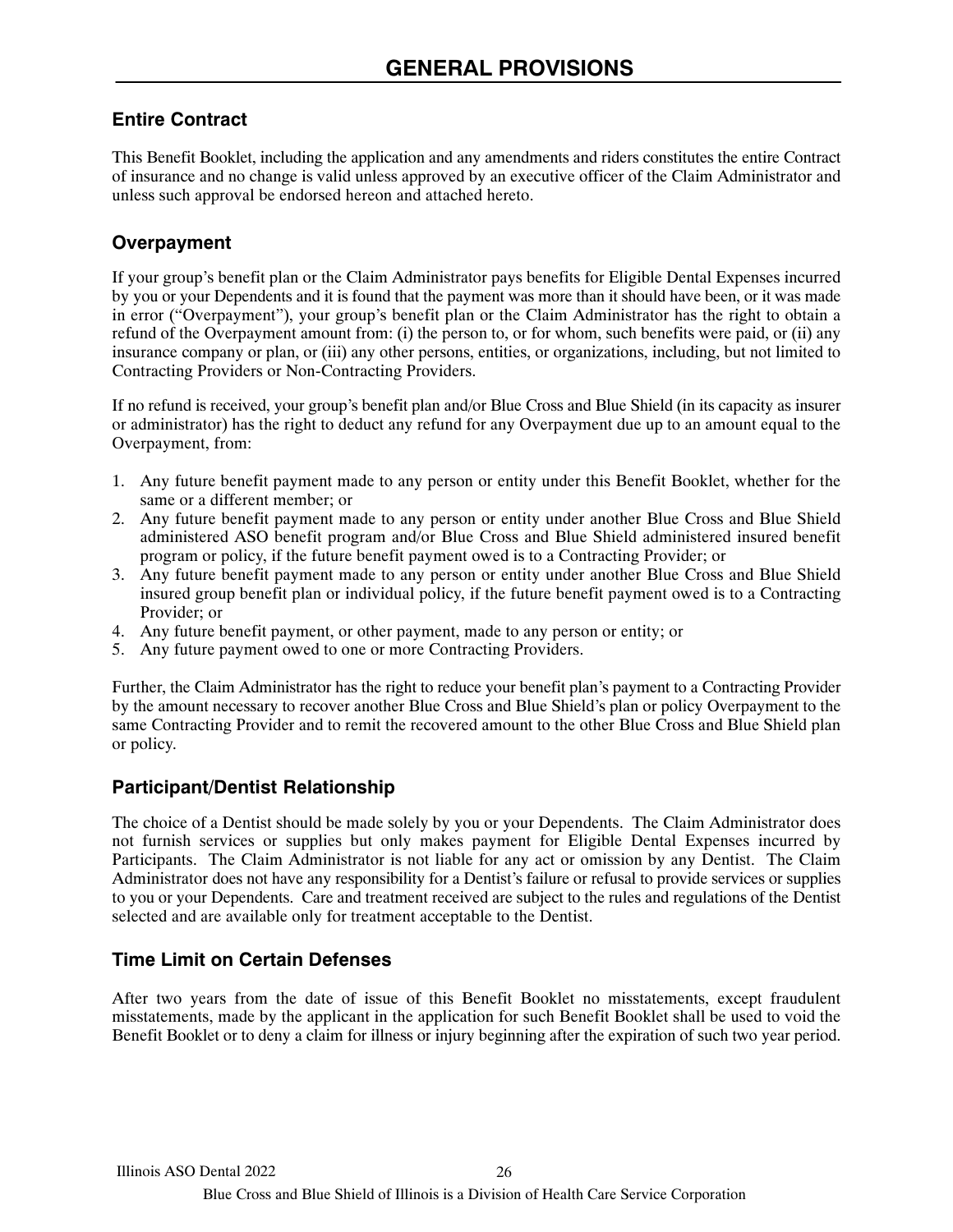# GENERAL PROVISIONS

## Entire Contract

This Benefit Booklet, including the application and any amendments and riders constitutes the entire Contract of insurance and no change is valid unless approved by an executive officer of the Claim Administrator and unless such approval be endorsed hereon and attached hereto.

## Overpayment

If your group's benefit plan or the Claim Administrator pays benefits for Eligible Dental Expenses incurred by you or your Dependents and it is found that the payment was more than it should have been, or it was made in error ("Overpayment"), your group's benefit plan or the Claim Administrator has the right to obtain a refund of the Overpayment amount from: (i) the person to, or for whom, such benefits were paid, or (ii) any insurance company or plan, or (iii) any other persons, entities, or organizations, including, but not limited to Contracting Providers or Non-Contracting Providers.

If no refund is received, your group's benefit plan and/or Blue Cross and Blue Shield (in its capacity as insurer or administrator) has the right to deduct any refund for any Overpayment due up to an amount equal to the Overpayment, from:

1. Any future benefit payment made to any person or entity under this Benefit Booklet, whether for the same or a different member; or
2. Any future benefit payment made to any person or entity under another Blue Cross and Blue Shield administered ASO benefit program and/or Blue Cross and Blue Shield administered insured benefit program or policy, if the future benefit payment owed is to a Contracting Provider; or
3. Any future benefit payment made to any person or entity under another Blue Cross and Blue Shield insured group benefit plan or individual policy, if the future benefit payment owed is to a Contracting Provider; or
4. Any future benefit payment, or other payment, made to any person or entity; or
5. Any future payment owed to one or more Contracting Providers.

Further, the Claim Administrator has the right to reduce your benefit plan's payment to a Contracting Provider by the amount necessary to recover another Blue Cross and Blue Shield's plan or policy Overpayment to the same Contracting Provider and to remit the recovered amount to the other Blue Cross and Blue Shield plan or policy.

## Participant/Dentist Relationship

The choice of a Dentist should be made solely by you or your Dependents. The Claim Administrator does not furnish services or supplies but only makes payment for Eligible Dental Expenses incurred by Participants. The Claim Administrator is not liable for any act or omission by any Dentist. The Claim Administrator does not have any responsibility for a Dentist's failure or refusal to provide services or supplies to you or your Dependents. Care and treatment received are subject to the rules and regulations of the Dentist selected and are available only for treatment acceptable to the Dentist.

## Time Limit on Certain Defenses

After two years from the date of issue of this Benefit Booklet no misstatements, except fraudulent misstatements, made by the applicant in the application for such Benefit Booklet shall be used to void the Benefit Booklet or to deny a claim for illness or injury beginning after the expiration of such two year period.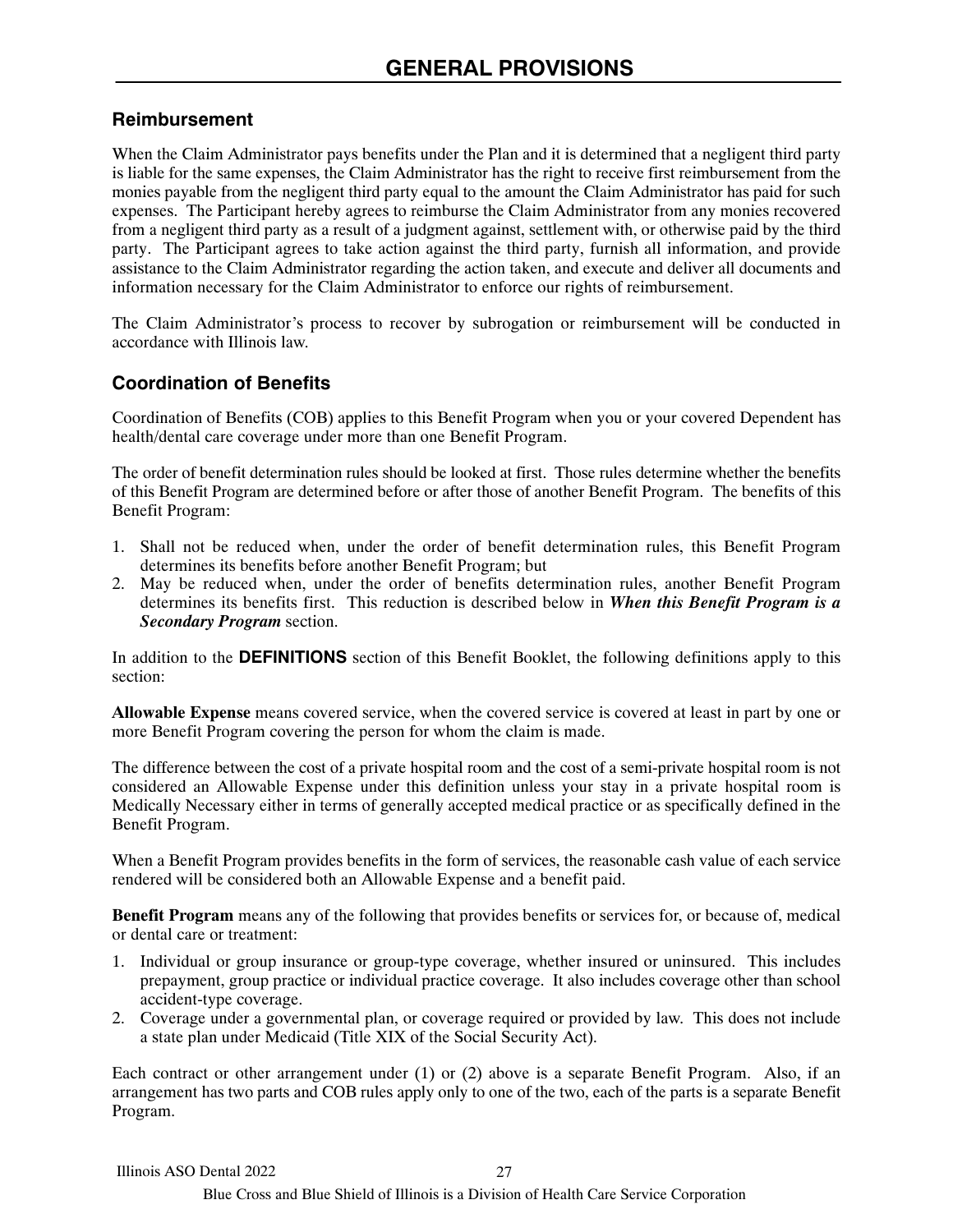# GENERAL PROVISIONS

## Reimbursement

When the Claim Administrator pays benefits under the Plan and it is determined that a negligent third party is liable for the same expenses, the Claim Administrator has the right to receive first reimbursement from the monies payable from the negligent third party equal to the amount the Claim Administrator has paid for such expenses. The Participant hereby agrees to reimburse the Claim Administrator from any monies recovered from a negligent third party as a result of a judgment against, settlement with, or otherwise paid by the third party. The Participant agrees to take action against the third party, furnish all information, and provide assistance to the Claim Administrator regarding the action taken, and execute and deliver all documents and information necessary for the Claim Administrator to enforce our rights of reimbursement.

The Claim Administrator's process to recover by subrogation or reimbursement will be conducted in accordance with Illinois law.

## Coordination of Benefits

Coordination of Benefits (COB) applies to this Benefit Program when you or your covered Dependent has health/dental care coverage under more than one Benefit Program.

The order of benefit determination rules should be looked at first. Those rules determine whether the benefits of this Benefit Program are determined before or after those of another Benefit Program. The benefits of this Benefit Program:

1. Shall not be reduced when, under the order of benefit determination rules, this Benefit Program determines its benefits before another Benefit Program; but
2. May be reduced when, under the order of benefits determination rules, another Benefit Program determines its benefits first. This reduction is described below in ***When this Benefit Program is a Secondary Program*** section.

In addition to the **DEFINITIONS** section of this Benefit Booklet, the following definitions apply to this section:

**Allowable Expense** means covered service, when the covered service is covered at least in part by one or more Benefit Program covering the person for whom the claim is made.

The difference between the cost of a private hospital room and the cost of a semi-private hospital room is not considered an Allowable Expense under this definition unless your stay in a private hospital room is Medically Necessary either in terms of generally accepted medical practice or as specifically defined in the Benefit Program.

When a Benefit Program provides benefits in the form of services, the reasonable cash value of each service rendered will be considered both an Allowable Expense and a benefit paid.

**Benefit Program** means any of the following that provides benefits or services for, or because of, medical or dental care or treatment:

1. Individual or group insurance or group-type coverage, whether insured or uninsured. This includes prepayment, group practice or individual practice coverage. It also includes coverage other than school accident-type coverage.
2. Coverage under a governmental plan, or coverage required or provided by law. This does not include a state plan under Medicaid (Title XIX of the Social Security Act).

Each contract or other arrangement under (1) or (2) above is a separate Benefit Program. Also, if an arrangement has two parts and COB rules apply only to one of the two, each of the parts is a separate Benefit Program.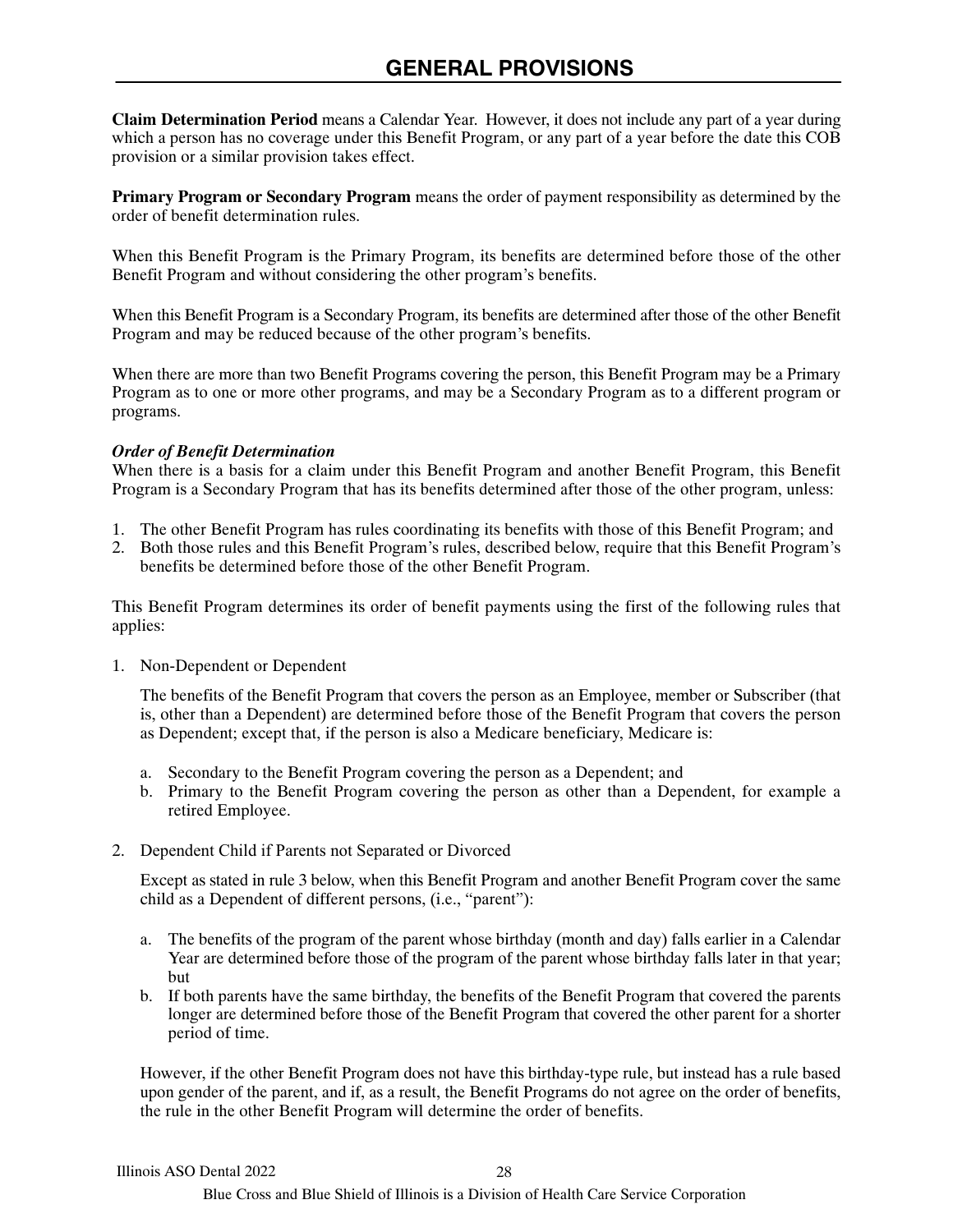## GENERAL PROVISIONS

**Claim Determination Period** means a Calendar Year. However, it does not include any part of a year during which a person has no coverage under this Benefit Program, or any part of a year before the date this COB provision or a similar provision takes effect.

**Primary Program or Secondary Program** means the order of payment responsibility as determined by the order of benefit determination rules.

When this Benefit Program is the Primary Program, its benefits are determined before those of the other Benefit Program and without considering the other program's benefits.

When this Benefit Program is a Secondary Program, its benefits are determined after those of the other Benefit Program and may be reduced because of the other program's benefits.

When there are more than two Benefit Programs covering the person, this Benefit Program may be a Primary Program as to one or more other programs, and may be a Secondary Program as to a different program or programs.

***Order of Benefit Determination***

When there is a basis for a claim under this Benefit Program and another Benefit Program, this Benefit Program is a Secondary Program that has its benefits determined after those of the other program, unless:

1. The other Benefit Program has rules coordinating its benefits with those of this Benefit Program; and
2. Both those rules and this Benefit Program's rules, described below, require that this Benefit Program's benefits be determined before those of the other Benefit Program.

This Benefit Program determines its order of benefit payments using the first of the following rules that applies:

1. Non-Dependent or Dependent

   The benefits of the Benefit Program that covers the person as an Employee, member or Subscriber (that is, other than a Dependent) are determined before those of the Benefit Program that covers the person as Dependent; except that, if the person is also a Medicare beneficiary, Medicare is:

   a. Secondary to the Benefit Program covering the person as a Dependent; and
   b. Primary to the Benefit Program covering the person as other than a Dependent, for example a retired Employee.

2. Dependent Child if Parents not Separated or Divorced

   Except as stated in rule 3 below, when this Benefit Program and another Benefit Program cover the same child as a Dependent of different persons, (i.e., "parent"):

   a. The benefits of the program of the parent whose birthday (month and day) falls earlier in a Calendar Year are determined before those of the program of the parent whose birthday falls later in that year; but
   b. If both parents have the same birthday, the benefits of the Benefit Program that covered the parents longer are determined before those of the Benefit Program that covered the other parent for a shorter period of time.

   However, if the other Benefit Program does not have this birthday-type rule, but instead has a rule based upon gender of the parent, and if, as a result, the Benefit Programs do not agree on the order of benefits, the rule in the other Benefit Program will determine the order of benefits.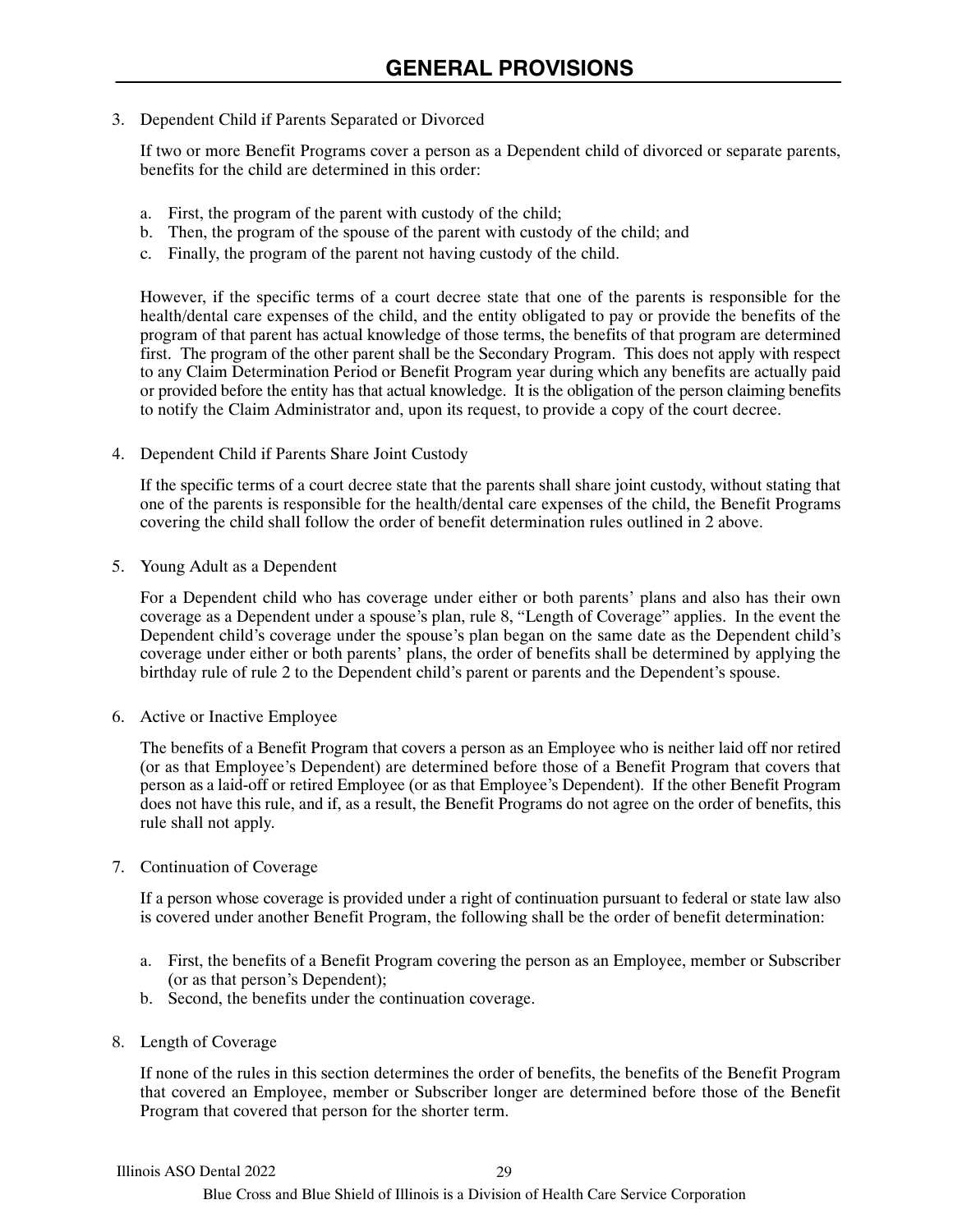# GENERAL PROVISIONS

3. Dependent Child if Parents Separated or Divorced

   If two or more Benefit Programs cover a person as a Dependent child of divorced or separate parents, benefits for the child are determined in this order:

   a. First, the program of the parent with custody of the child;
   b. Then, the program of the spouse of the parent with custody of the child; and
   c. Finally, the program of the parent not having custody of the child.

   However, if the specific terms of a court decree state that one of the parents is responsible for the health/dental care expenses of the child, and the entity obligated to pay or provide the benefits of the program of that parent has actual knowledge of those terms, the benefits of that program are determined first. The program of the other parent shall be the Secondary Program. This does not apply with respect to any Claim Determination Period or Benefit Program year during which any benefits are actually paid or provided before the entity has that actual knowledge. It is the obligation of the person claiming benefits to notify the Claim Administrator and, upon its request, to provide a copy of the court decree.

4. Dependent Child if Parents Share Joint Custody

   If the specific terms of a court decree state that the parents shall share joint custody, without stating that one of the parents is responsible for the health/dental care expenses of the child, the Benefit Programs covering the child shall follow the order of benefit determination rules outlined in 2 above.

5. Young Adult as a Dependent

   For a Dependent child who has coverage under either or both parents' plans and also has their own coverage as a Dependent under a spouse's plan, rule 8, "Length of Coverage" applies. In the event the Dependent child's coverage under the spouse's plan began on the same date as the Dependent child's coverage under either or both parents' plans, the order of benefits shall be determined by applying the birthday rule of rule 2 to the Dependent child's parent or parents and the Dependent's spouse.

6. Active or Inactive Employee

   The benefits of a Benefit Program that covers a person as an Employee who is neither laid off nor retired (or as that Employee's Dependent) are determined before those of a Benefit Program that covers that person as a laid-off or retired Employee (or as that Employee's Dependent). If the other Benefit Program does not have this rule, and if, as a result, the Benefit Programs do not agree on the order of benefits, this rule shall not apply.

7. Continuation of Coverage

   If a person whose coverage is provided under a right of continuation pursuant to federal or state law also is covered under another Benefit Program, the following shall be the order of benefit determination:

   a. First, the benefits of a Benefit Program covering the person as an Employee, member or Subscriber (or as that person's Dependent);
   b. Second, the benefits under the continuation coverage.

8. Length of Coverage

   If none of the rules in this section determines the order of benefits, the benefits of the Benefit Program that covered an Employee, member or Subscriber longer are determined before those of the Benefit Program that covered that person for the shorter term.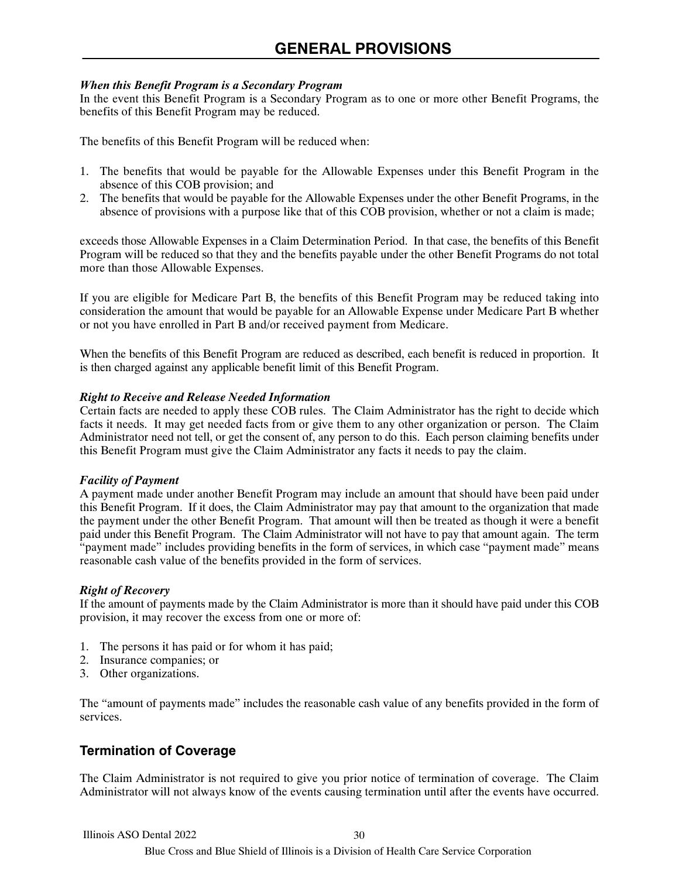# GENERAL PROVISIONS

***When this Benefit Program is a Secondary Program***
In the event this Benefit Program is a Secondary Program as to one or more other Benefit Programs, the benefits of this Benefit Program may be reduced.

The benefits of this Benefit Program will be reduced when:

1. The benefits that would be payable for the Allowable Expenses under this Benefit Program in the absence of this COB provision; and
2. The benefits that would be payable for the Allowable Expenses under the other Benefit Programs, in the absence of provisions with a purpose like that of this COB provision, whether or not a claim is made;

exceeds those Allowable Expenses in a Claim Determination Period. In that case, the benefits of this Benefit Program will be reduced so that they and the benefits payable under the other Benefit Programs do not total more than those Allowable Expenses.

If you are eligible for Medicare Part B, the benefits of this Benefit Program may be reduced taking into consideration the amount that would be payable for an Allowable Expense under Medicare Part B whether or not you have enrolled in Part B and/or received payment from Medicare.

When the benefits of this Benefit Program are reduced as described, each benefit is reduced in proportion. It is then charged against any applicable benefit limit of this Benefit Program.

***Right to Receive and Release Needed Information***
Certain facts are needed to apply these COB rules. The Claim Administrator has the right to decide which facts it needs. It may get needed facts from or give them to any other organization or person. The Claim Administrator need not tell, or get the consent of, any person to do this. Each person claiming benefits under this Benefit Program must give the Claim Administrator any facts it needs to pay the claim.

***Facility of Payment***
A payment made under another Benefit Program may include an amount that should have been paid under this Benefit Program. If it does, the Claim Administrator may pay that amount to the organization that made the payment under the other Benefit Program. That amount will then be treated as though it were a benefit paid under this Benefit Program. The Claim Administrator will not have to pay that amount again. The term "payment made" includes providing benefits in the form of services, in which case "payment made" means reasonable cash value of the benefits provided in the form of services.

***Right of Recovery***
If the amount of payments made by the Claim Administrator is more than it should have paid under this COB provision, it may recover the excess from one or more of:

1. The persons it has paid or for whom it has paid;
2. Insurance companies; or
3. Other organizations.

The "amount of payments made" includes the reasonable cash value of any benefits provided in the form of services.

## Termination of Coverage

The Claim Administrator is not required to give you prior notice of termination of coverage. The Claim Administrator will not always know of the events causing termination until after the events have occurred.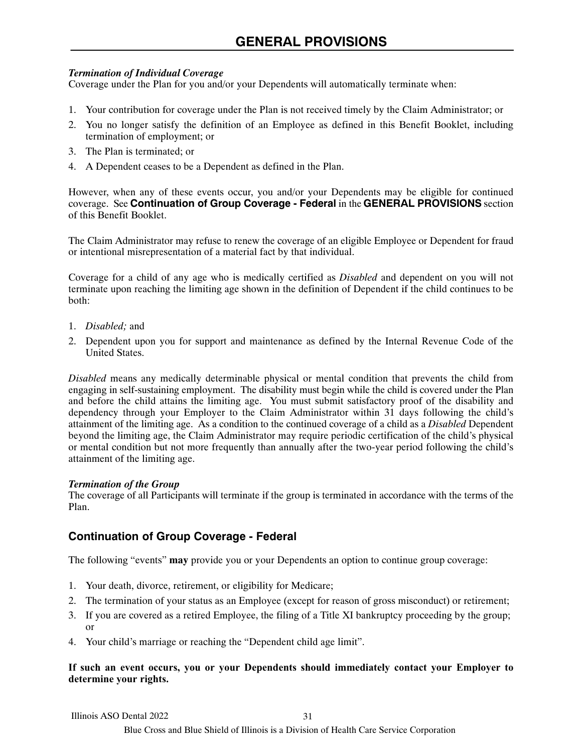# GENERAL PROVISIONS

***Termination of Individual Coverage***

Coverage under the Plan for you and/or your Dependents will automatically terminate when:

1. Your contribution for coverage under the Plan is not received timely by the Claim Administrator; or
2. You no longer satisfy the definition of an Employee as defined in this Benefit Booklet, including termination of employment; or
3. The Plan is terminated; or
4. A Dependent ceases to be a Dependent as defined in the Plan.

However, when any of these events occur, you and/or your Dependents may be eligible for continued coverage. See **Continuation of Group Coverage - Federal** in the **GENERAL PROVISIONS** section of this Benefit Booklet.

The Claim Administrator may refuse to renew the coverage of an eligible Employee or Dependent for fraud or intentional misrepresentation of a material fact by that individual.

Coverage for a child of any age who is medically certified as *Disabled* and dependent on you will not terminate upon reaching the limiting age shown in the definition of Dependent if the child continues to be both:

1. *Disabled;* and
2. Dependent upon you for support and maintenance as defined by the Internal Revenue Code of the United States.

*Disabled* means any medically determinable physical or mental condition that prevents the child from engaging in self-sustaining employment. The disability must begin while the child is covered under the Plan and before the child attains the limiting age. You must submit satisfactory proof of the disability and dependency through your Employer to the Claim Administrator within 31 days following the child's attainment of the limiting age. As a condition to the continued coverage of a child as a *Disabled* Dependent beyond the limiting age, the Claim Administrator may require periodic certification of the child's physical or mental condition but not more frequently than annually after the two-year period following the child's attainment of the limiting age.

***Termination of the Group***

The coverage of all Participants will terminate if the group is terminated in accordance with the terms of the Plan.

## Continuation of Group Coverage - Federal

The following "events" **may** provide you or your Dependents an option to continue group coverage:

1. Your death, divorce, retirement, or eligibility for Medicare;
2. The termination of your status as an Employee (except for reason of gross misconduct) or retirement;
3. If you are covered as a retired Employee, the filing of a Title XI bankruptcy proceeding by the group; or
4. Your child's marriage or reaching the "Dependent child age limit".

**If such an event occurs, you or your Dependents should immediately contact your Employer to determine your rights.**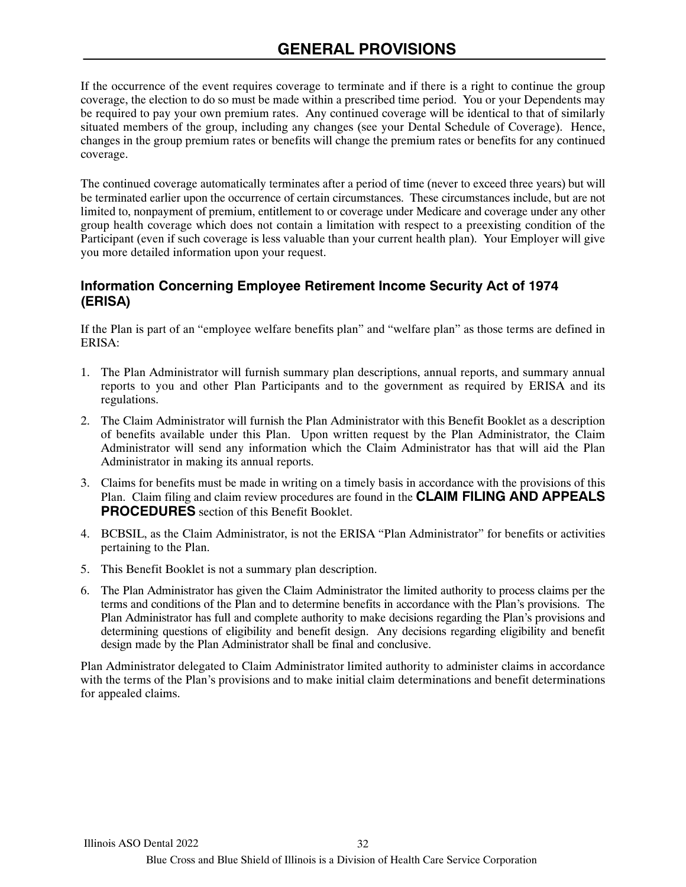# GENERAL PROVISIONS

If the occurrence of the event requires coverage to terminate and if there is a right to continue the group coverage, the election to do so must be made within a prescribed time period. You or your Dependents may be required to pay your own premium rates. Any continued coverage will be identical to that of similarly situated members of the group, including any changes (see your Dental Schedule of Coverage). Hence, changes in the group premium rates or benefits will change the premium rates or benefits for any continued coverage.

The continued coverage automatically terminates after a period of time (never to exceed three years) but will be terminated earlier upon the occurrence of certain circumstances. These circumstances include, but are not limited to, nonpayment of premium, entitlement to or coverage under Medicare and coverage under any other group health coverage which does not contain a limitation with respect to a preexisting condition of the Participant (even if such coverage is less valuable than your current health plan). Your Employer will give you more detailed information upon your request.

## Information Concerning Employee Retirement Income Security Act of 1974 (ERISA)

If the Plan is part of an "employee welfare benefits plan" and "welfare plan" as those terms are defined in ERISA:

1. The Plan Administrator will furnish summary plan descriptions, annual reports, and summary annual reports to you and other Plan Participants and to the government as required by ERISA and its regulations.
2. The Claim Administrator will furnish the Plan Administrator with this Benefit Booklet as a description of benefits available under this Plan. Upon written request by the Plan Administrator, the Claim Administrator will send any information which the Claim Administrator has that will aid the Plan Administrator in making its annual reports.
3. Claims for benefits must be made in writing on a timely basis in accordance with the provisions of this Plan. Claim filing and claim review procedures are found in the **CLAIM FILING AND APPEALS PROCEDURES** section of this Benefit Booklet.
4. BCBSIL, as the Claim Administrator, is not the ERISA "Plan Administrator" for benefits or activities pertaining to the Plan.
5. This Benefit Booklet is not a summary plan description.
6. The Plan Administrator has given the Claim Administrator the limited authority to process claims per the terms and conditions of the Plan and to determine benefits in accordance with the Plan's provisions. The Plan Administrator has full and complete authority to make decisions regarding the Plan's provisions and determining questions of eligibility and benefit design. Any decisions regarding eligibility and benefit design made by the Plan Administrator shall be final and conclusive.

Plan Administrator delegated to Claim Administrator limited authority to administer claims in accordance with the terms of the Plan's provisions and to make initial claim determinations and benefit determinations for appealed claims.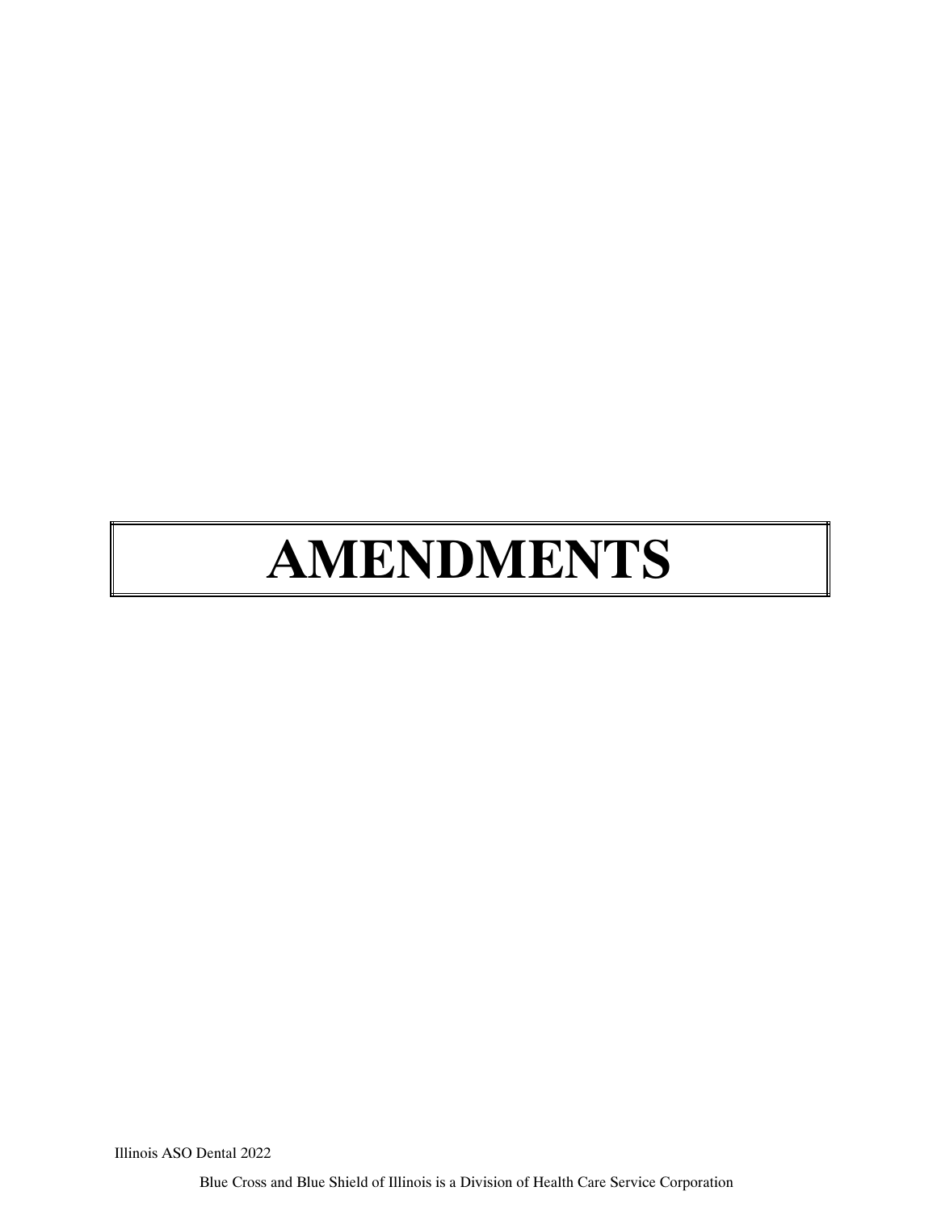# AMENDMENTS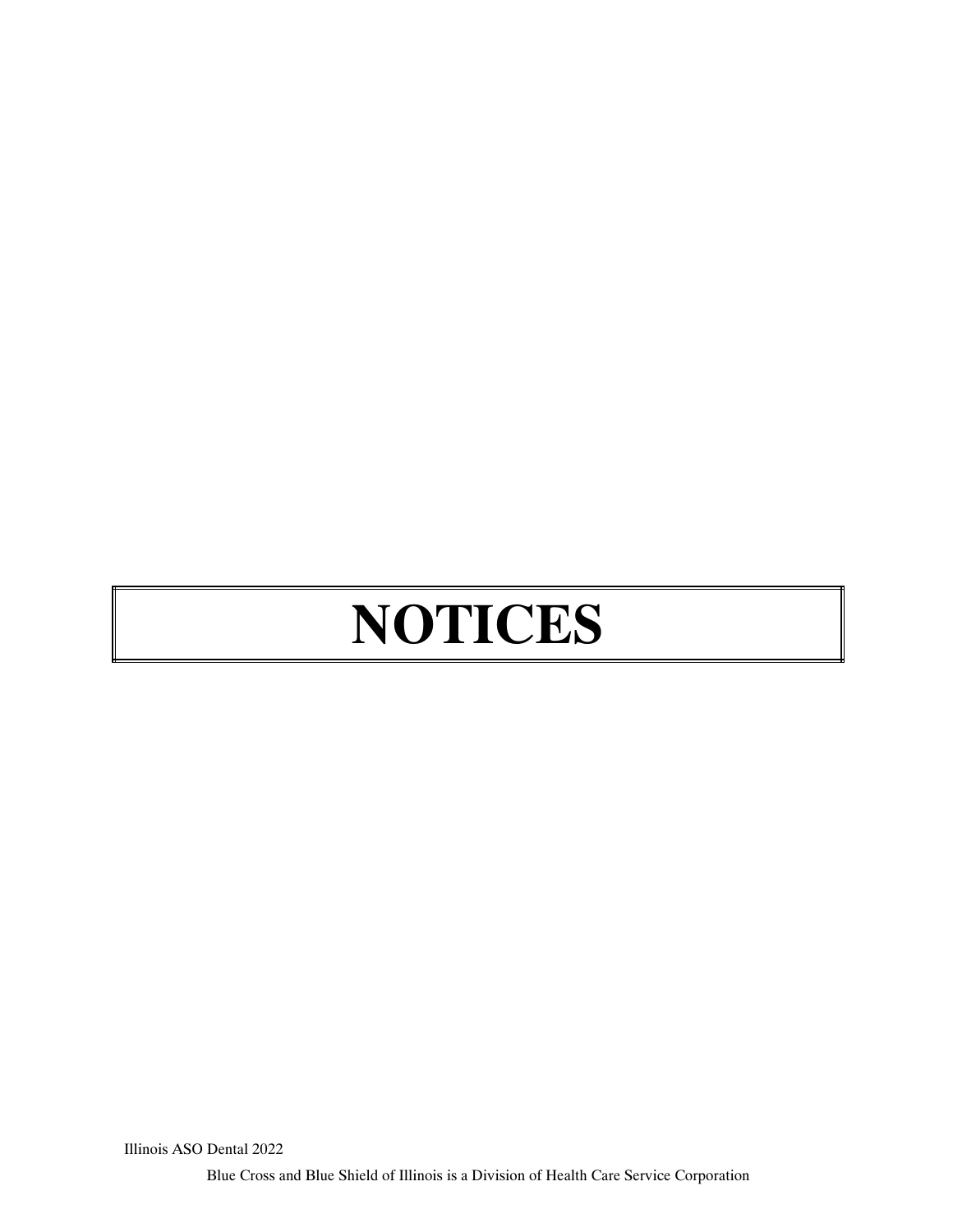# NOTICES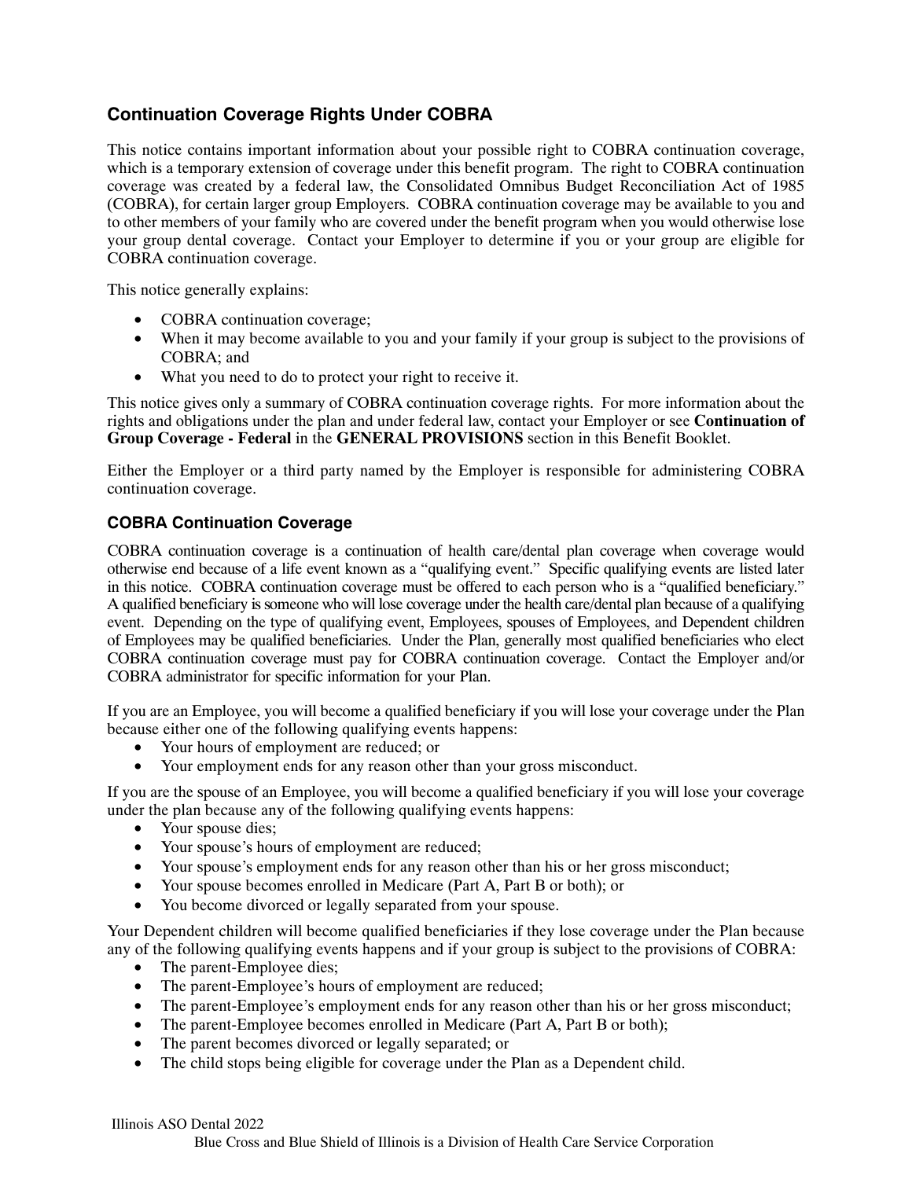## Continuation Coverage Rights Under COBRA

This notice contains important information about your possible right to COBRA continuation coverage, which is a temporary extension of coverage under this benefit program. The right to COBRA continuation coverage was created by a federal law, the Consolidated Omnibus Budget Reconciliation Act of 1985 (COBRA), for certain larger group Employers. COBRA continuation coverage may be available to you and to other members of your family who are covered under the benefit program when you would otherwise lose your group dental coverage. Contact your Employer to determine if you or your group are eligible for COBRA continuation coverage.

This notice generally explains:

- COBRA continuation coverage;
- When it may become available to you and your family if your group is subject to the provisions of COBRA; and
- What you need to do to protect your right to receive it.

This notice gives only a summary of COBRA continuation coverage rights. For more information about the rights and obligations under the plan and under federal law, contact your Employer or see **Continuation of Group Coverage - Federal** in the **GENERAL PROVISIONS** section in this Benefit Booklet.

Either the Employer or a third party named by the Employer is responsible for administering COBRA continuation coverage.

### COBRA Continuation Coverage

COBRA continuation coverage is a continuation of health care/dental plan coverage when coverage would otherwise end because of a life event known as a "qualifying event." Specific qualifying events are listed later in this notice. COBRA continuation coverage must be offered to each person who is a "qualified beneficiary." A qualified beneficiary is someone who will lose coverage under the health care/dental plan because of a qualifying event. Depending on the type of qualifying event, Employees, spouses of Employees, and Dependent children of Employees may be qualified beneficiaries. Under the Plan, generally most qualified beneficiaries who elect COBRA continuation coverage must pay for COBRA continuation coverage. Contact the Employer and/or COBRA administrator for specific information for your Plan.

If you are an Employee, you will become a qualified beneficiary if you will lose your coverage under the Plan because either one of the following qualifying events happens:

- Your hours of employment are reduced; or
- Your employment ends for any reason other than your gross misconduct.

If you are the spouse of an Employee, you will become a qualified beneficiary if you will lose your coverage under the plan because any of the following qualifying events happens:

- Your spouse dies;
- Your spouse's hours of employment are reduced;
- Your spouse's employment ends for any reason other than his or her gross misconduct;
- Your spouse becomes enrolled in Medicare (Part A, Part B or both); or
- You become divorced or legally separated from your spouse.

Your Dependent children will become qualified beneficiaries if they lose coverage under the Plan because any of the following qualifying events happens and if your group is subject to the provisions of COBRA:

- The parent-Employee dies;
- The parent-Employee's hours of employment are reduced;
- The parent-Employee's employment ends for any reason other than his or her gross misconduct;
- The parent-Employee becomes enrolled in Medicare (Part A, Part B or both);
- The parent becomes divorced or legally separated; or
- The child stops being eligible for coverage under the Plan as a Dependent child.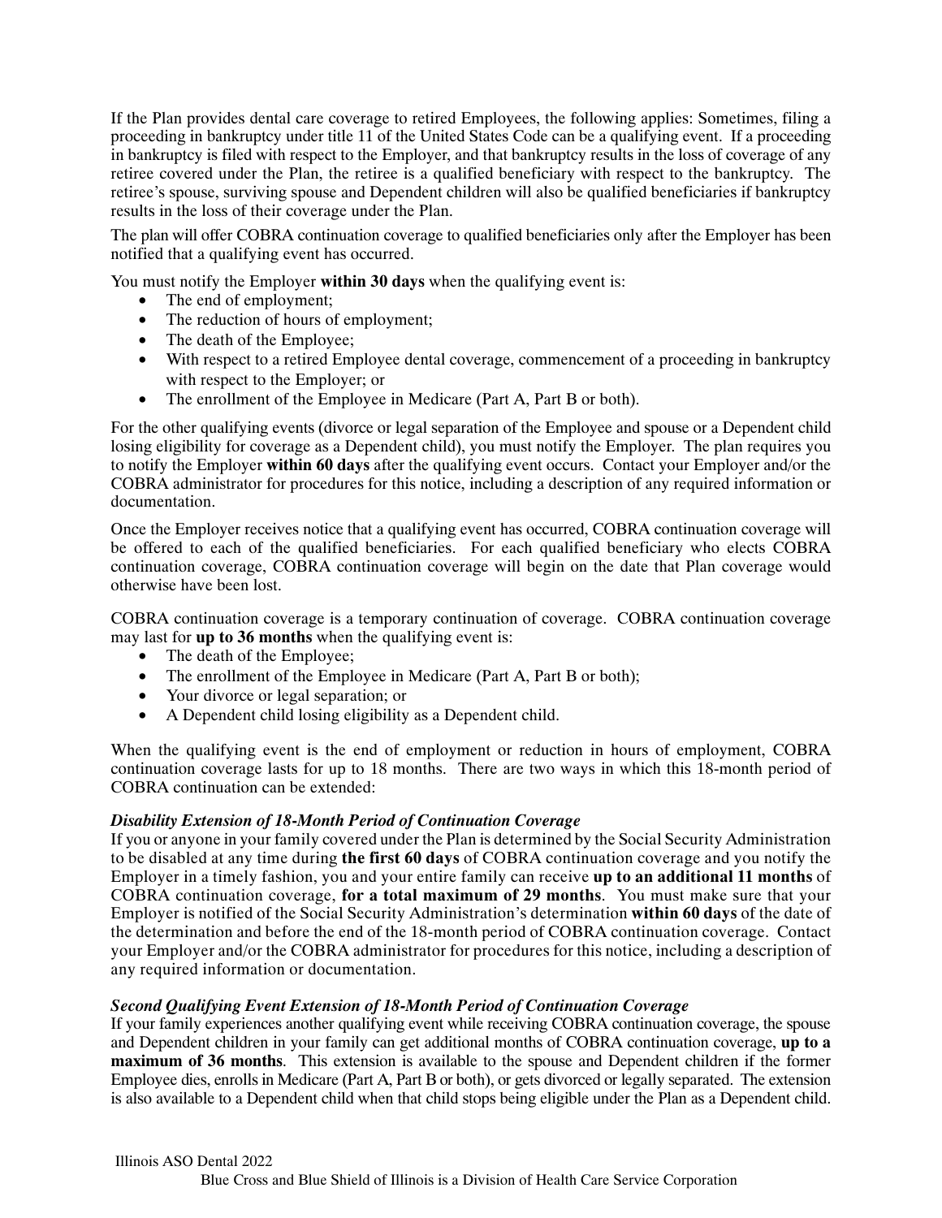If the Plan provides dental care coverage to retired Employees, the following applies: Sometimes, filing a proceeding in bankruptcy under title 11 of the United States Code can be a qualifying event. If a proceeding in bankruptcy is filed with respect to the Employer, and that bankruptcy results in the loss of coverage of any retiree covered under the Plan, the retiree is a qualified beneficiary with respect to the bankruptcy. The retiree's spouse, surviving spouse and Dependent children will also be qualified beneficiaries if bankruptcy results in the loss of their coverage under the Plan.

The plan will offer COBRA continuation coverage to qualified beneficiaries only after the Employer has been notified that a qualifying event has occurred.

You must notify the Employer **within 30 days** when the qualifying event is:

- The end of employment;
- The reduction of hours of employment;
- The death of the Employee;
- With respect to a retired Employee dental coverage, commencement of a proceeding in bankruptcy with respect to the Employer; or
- The enrollment of the Employee in Medicare (Part A, Part B or both).

For the other qualifying events (divorce or legal separation of the Employee and spouse or a Dependent child losing eligibility for coverage as a Dependent child), you must notify the Employer. The plan requires you to notify the Employer **within 60 days** after the qualifying event occurs. Contact your Employer and/or the COBRA administrator for procedures for this notice, including a description of any required information or documentation.

Once the Employer receives notice that a qualifying event has occurred, COBRA continuation coverage will be offered to each of the qualified beneficiaries. For each qualified beneficiary who elects COBRA continuation coverage, COBRA continuation coverage will begin on the date that Plan coverage would otherwise have been lost.

COBRA continuation coverage is a temporary continuation of coverage. COBRA continuation coverage may last for **up to 36 months** when the qualifying event is:

- The death of the Employee;
- The enrollment of the Employee in Medicare (Part A, Part B or both);
- Your divorce or legal separation; or
- A Dependent child losing eligibility as a Dependent child.

When the qualifying event is the end of employment or reduction in hours of employment, COBRA continuation coverage lasts for up to 18 months. There are two ways in which this 18-month period of COBRA continuation can be extended:

***Disability Extension of 18-Month Period of Continuation Coverage***

If you or anyone in your family covered under the Plan is determined by the Social Security Administration to be disabled at any time during **the first 60 days** of COBRA continuation coverage and you notify the Employer in a timely fashion, you and your entire family can receive **up to an additional 11 months** of COBRA continuation coverage, **for a total maximum of 29 months**. You must make sure that your Employer is notified of the Social Security Administration's determination **within 60 days** of the date of the determination and before the end of the 18-month period of COBRA continuation coverage. Contact your Employer and/or the COBRA administrator for procedures for this notice, including a description of any required information or documentation.

***Second Qualifying Event Extension of 18-Month Period of Continuation Coverage***

If your family experiences another qualifying event while receiving COBRA continuation coverage, the spouse and Dependent children in your family can get additional months of COBRA continuation coverage, **up to a maximum of 36 months**. This extension is available to the spouse and Dependent children if the former Employee dies, enrolls in Medicare (Part A, Part B or both), or gets divorced or legally separated. The extension is also available to a Dependent child when that child stops being eligible under the Plan as a Dependent child.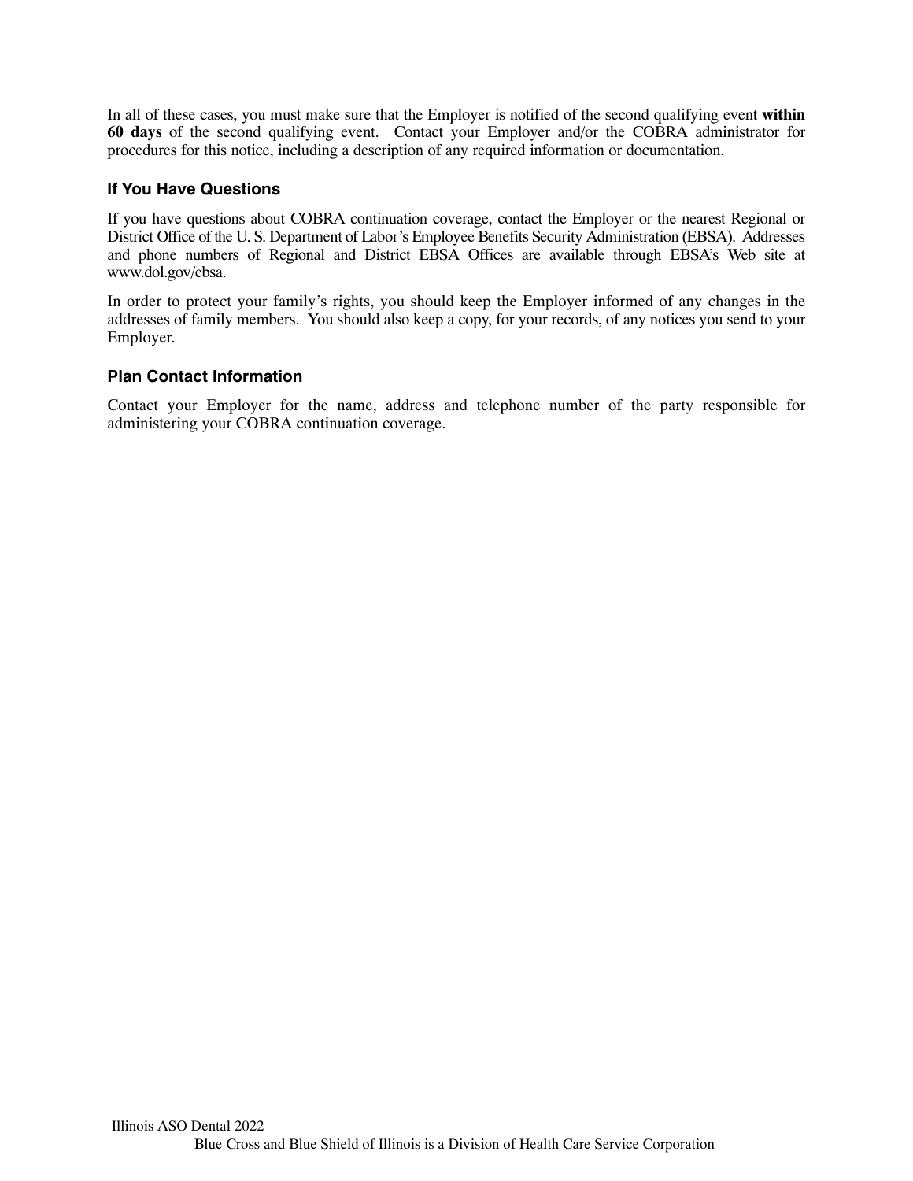In all of these cases, you must make sure that the Employer is notified of the second qualifying event **within 60 days** of the second qualifying event. Contact your Employer and/or the COBRA administrator for procedures for this notice, including a description of any required information or documentation.

### If You Have Questions

If you have questions about COBRA continuation coverage, contact the Employer or the nearest Regional or District Office of the U. S. Department of Labor's Employee Benefits Security Administration (EBSA). Addresses and phone numbers of Regional and District EBSA Offices are available through EBSA's Web site at www.dol.gov/ebsa.

In order to protect your family's rights, you should keep the Employer informed of any changes in the addresses of family members. You should also keep a copy, for your records, of any notices you send to your Employer.

### Plan Contact Information

Contact your Employer for the name, address and telephone number of the party responsible for administering your COBRA continuation coverage.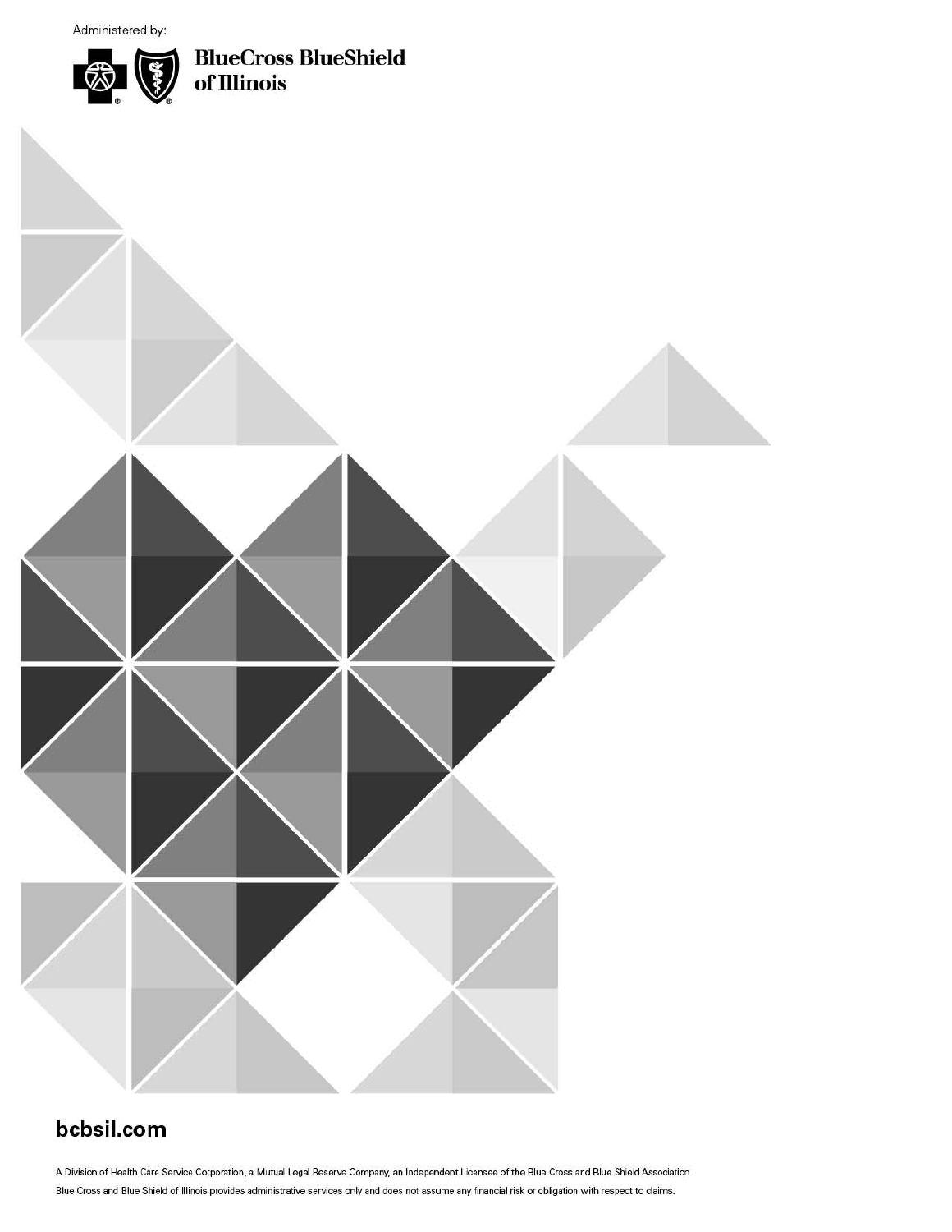Administered by:

BlueCross BlueShield of Illinois

bcbsil.com

A Division of Health Care Service Corporation, a Mutual Legal Reserve Company, an Independent Licensee of the Blue Cross and Blue Shield Association

Blue Cross and Blue Shield of Illinois provides administrative services only and does not assume any financial risk or obligation with respect to claims.